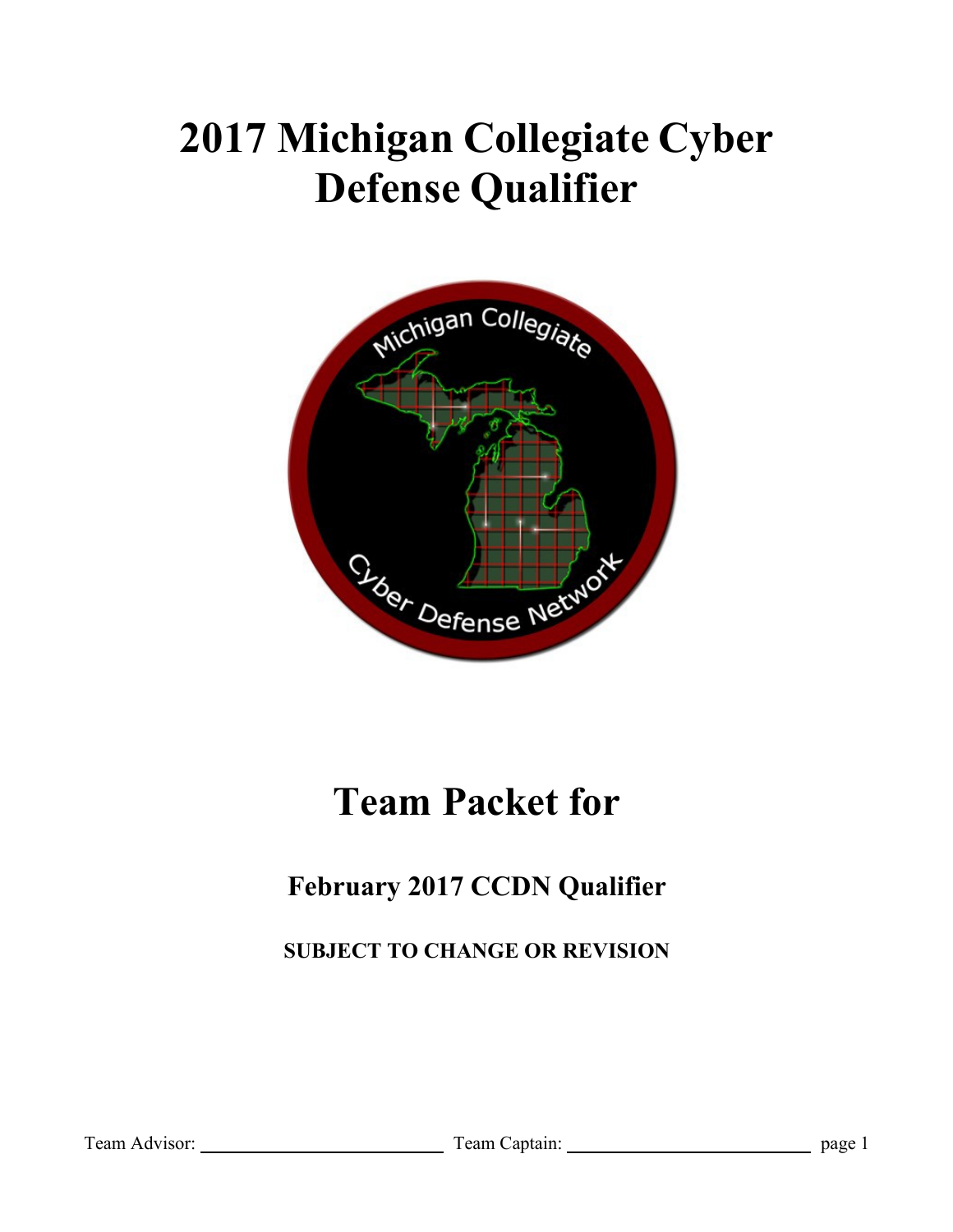# 2017 Michigan Collegiate Cyber Defense Qualifier

# Team Packet for

## February 2017 CCDN Qualifier

**SUBJECT TO CHANGE OR REVISION**

Team Advisor: ______________________ Team Captain: ______________________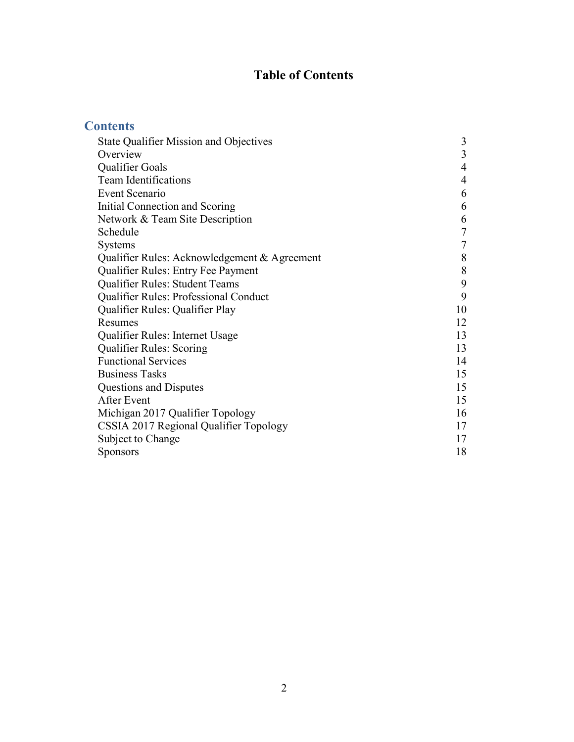# Table of Contents

## Contents

| | |
|---|---|
| State Qualifier Mission and Objectives | 3 |
| Overview | 3 |
| Qualifier Goals | 4 |
| Team Identifications | 4 |
| Event Scenario | 6 |
| Initial Connection and Scoring | 6 |
| Network & Team Site Description | 6 |
| Schedule | 7 |
| Systems | 7 |
| Qualifier Rules: Acknowledgement & Agreement | 8 |
| Qualifier Rules: Entry Fee Payment | 8 |
| Qualifier Rules: Student Teams | 9 |
| Qualifier Rules: Professional Conduct | 9 |
| Qualifier Rules: Qualifier Play | 10 |
| Resumes | 12 |
| Qualifier Rules: Internet Usage | 13 |
| Qualifier Rules: Scoring | 13 |
| Functional Services | 14 |
| Business Tasks | 15 |
| Questions and Disputes | 15 |
| After Event | 15 |
| Michigan 2017 Qualifier Topology | 16 |
| CSSIA 2017 Regional Qualifier Topology | 17 |
| Subject to Change | 17 |
| Sponsors | 18 |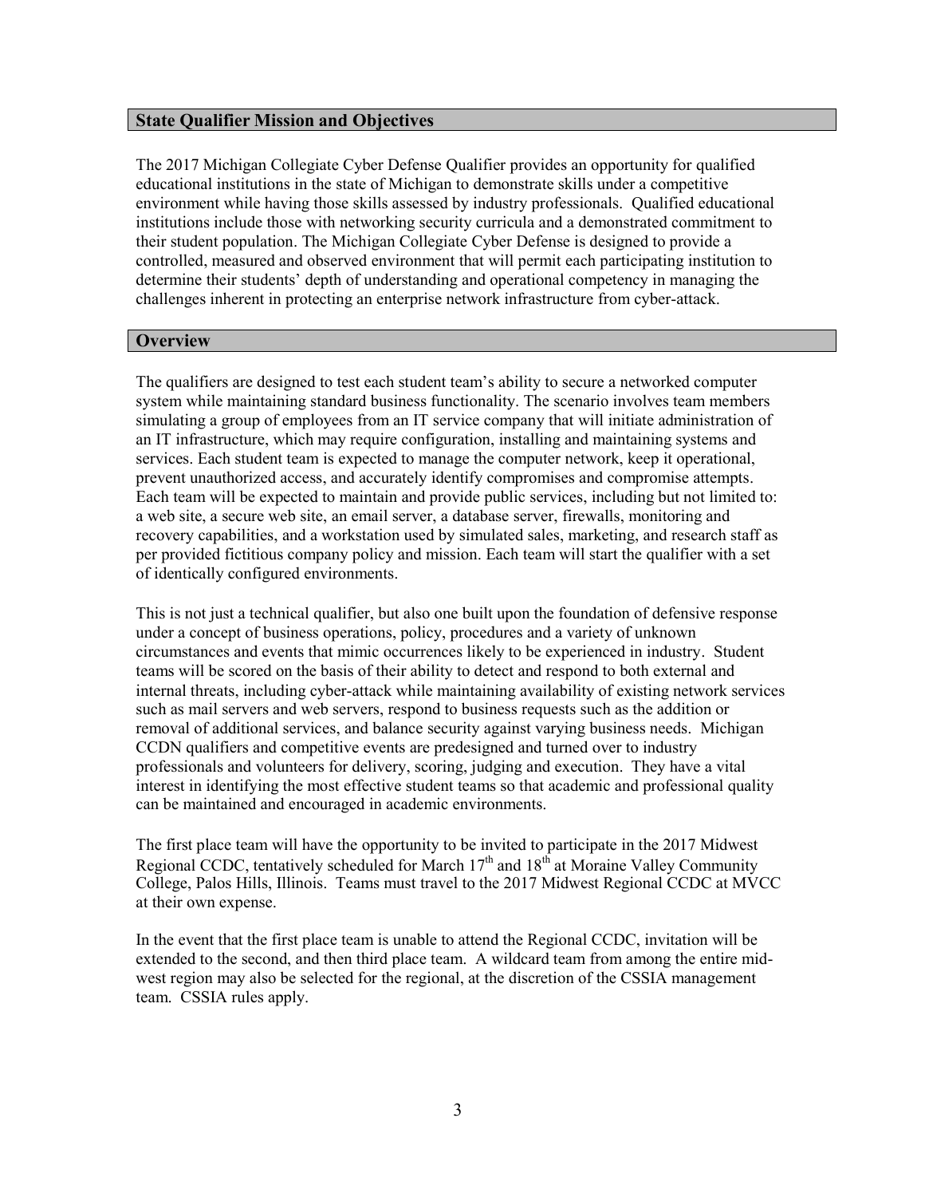## State Qualifier Mission and Objectives

The 2017 Michigan Collegiate Cyber Defense Qualifier provides an opportunity for qualified educational institutions in the state of Michigan to demonstrate skills under a competitive environment while having those skills assessed by industry professionals. Qualified educational institutions include those with networking security curricula and a demonstrated commitment to their student population. The Michigan Collegiate Cyber Defense is designed to provide a controlled, measured and observed environment that will permit each participating institution to determine their students' depth of understanding and operational competency in managing the challenges inherent in protecting an enterprise network infrastructure from cyber-attack.

## Overview

The qualifiers are designed to test each student team's ability to secure a networked computer system while maintaining standard business functionality. The scenario involves team members simulating a group of employees from an IT service company that will initiate administration of an IT infrastructure, which may require configuration, installing and maintaining systems and services. Each student team is expected to manage the computer network, keep it operational, prevent unauthorized access, and accurately identify compromises and compromise attempts. Each team will be expected to maintain and provide public services, including but not limited to: a web site, a secure web site, an email server, a database server, firewalls, monitoring and recovery capabilities, and a workstation used by simulated sales, marketing, and research staff as per provided fictitious company policy and mission. Each team will start the qualifier with a set of identically configured environments.

This is not just a technical qualifier, but also one built upon the foundation of defensive response under a concept of business operations, policy, procedures and a variety of unknown circumstances and events that mimic occurrences likely to be experienced in industry. Student teams will be scored on the basis of their ability to detect and respond to both external and internal threats, including cyber-attack while maintaining availability of existing network services such as mail servers and web servers, respond to business requests such as the addition or removal of additional services, and balance security against varying business needs. Michigan CCDN qualifiers and competitive events are predesigned and turned over to industry professionals and volunteers for delivery, scoring, judging and execution. They have a vital interest in identifying the most effective student teams so that academic and professional quality can be maintained and encouraged in academic environments.

The first place team will have the opportunity to be invited to participate in the 2017 Midwest Regional CCDC, tentatively scheduled for March 17th and 18th at Moraine Valley Community College, Palos Hills, Illinois. Teams must travel to the 2017 Midwest Regional CCDC at MVCC at their own expense.

In the event that the first place team is unable to attend the Regional CCDC, invitation will be extended to the second, and then third place team. A wildcard team from among the entire mid-west region may also be selected for the regional, at the discretion of the CSSIA management team. CSSIA rules apply.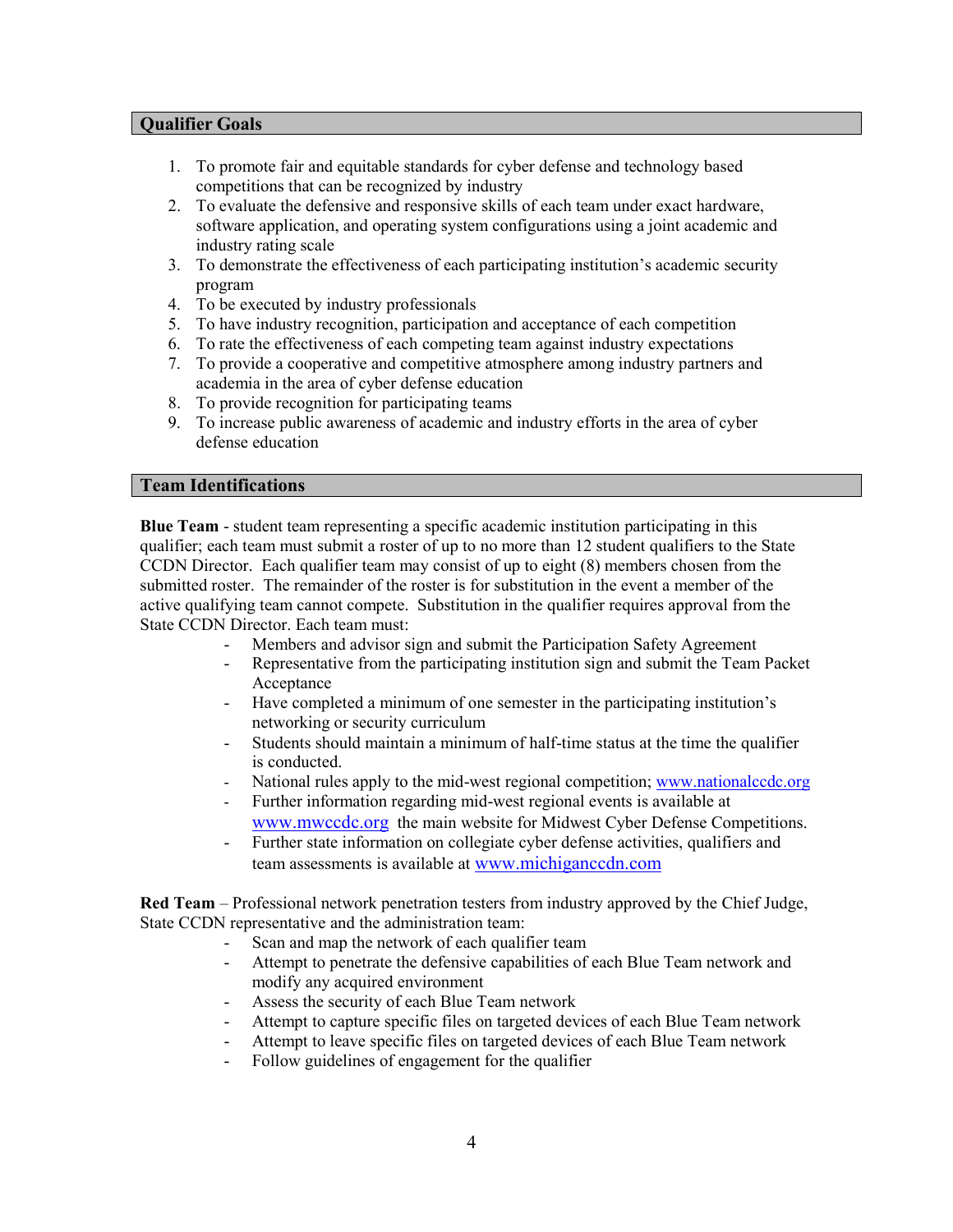## Qualifier Goals

1. To promote fair and equitable standards for cyber defense and technology based competitions that can be recognized by industry
2. To evaluate the defensive and responsive skills of each team under exact hardware, software application, and operating system configurations using a joint academic and industry rating scale
3. To demonstrate the effectiveness of each participating institution's academic security program
4. To be executed by industry professionals
5. To have industry recognition, participation and acceptance of each competition
6. To rate the effectiveness of each competing team against industry expectations
7. To provide a cooperative and competitive atmosphere among industry partners and academia in the area of cyber defense education
8. To provide recognition for participating teams
9. To increase public awareness of academic and industry efforts in the area of cyber defense education

## Team Identifications

**Blue Team** - student team representing a specific academic institution participating in this qualifier; each team must submit a roster of up to no more than 12 student qualifiers to the State CCDN Director. Each qualifier team may consist of up to eight (8) members chosen from the submitted roster. The remainder of the roster is for substitution in the event a member of the active qualifying team cannot compete. Substitution in the qualifier requires approval from the State CCDN Director. Each team must:

- Members and advisor sign and submit the Participation Safety Agreement
- Representative from the participating institution sign and submit the Team Packet Acceptance
- Have completed a minimum of one semester in the participating institution's networking or security curriculum
- Students should maintain a minimum of half-time status at the time the qualifier is conducted.
- National rules apply to the mid-west regional competition; www.nationalccdc.org
- Further information regarding mid-west regional events is available at www.mwccdc.org the main website for Midwest Cyber Defense Competitions.
- Further state information on collegiate cyber defense activities, qualifiers and team assessments is available at www.michiganccdn.com

**Red Team** – Professional network penetration testers from industry approved by the Chief Judge, State CCDN representative and the administration team:

- Scan and map the network of each qualifier team
- Attempt to penetrate the defensive capabilities of each Blue Team network and modify any acquired environment
- Assess the security of each Blue Team network
- Attempt to capture specific files on targeted devices of each Blue Team network
- Attempt to leave specific files on targeted devices of each Blue Team network
- Follow guidelines of engagement for the qualifier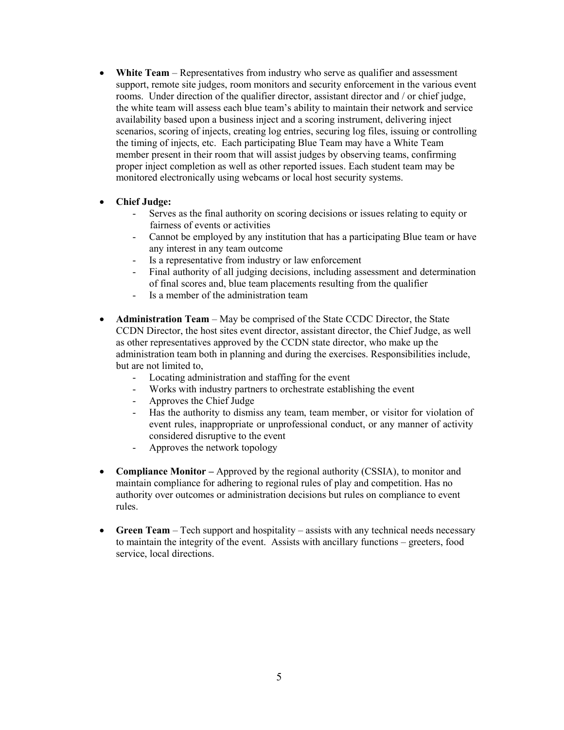- **White Team** – Representatives from industry who serve as qualifier and assessment support, remote site judges, room monitors and security enforcement in the various event rooms. Under direction of the qualifier director, assistant director and / or chief judge, the white team will assess each blue team's ability to maintain their network and service availability based upon a business inject and a scoring instrument, delivering inject scenarios, scoring of injects, creating log entries, securing log files, issuing or controlling the timing of injects, etc. Each participating Blue Team may have a White Team member present in their room that will assist judges by observing teams, confirming proper inject completion as well as other reported issues. Each student team may be monitored electronically using webcams or local host security systems.

- **Chief Judge:**
  - Serves as the final authority on scoring decisions or issues relating to equity or fairness of events or activities
  - Cannot be employed by any institution that has a participating Blue team or have any interest in any team outcome
  - Is a representative from industry or law enforcement
  - Final authority of all judging decisions, including assessment and determination of final scores and, blue team placements resulting from the qualifier
  - Is a member of the administration team

- **Administration Team** – May be comprised of the State CCDC Director, the State CCDN Director, the host sites event director, assistant director, the Chief Judge, as well as other representatives approved by the CCDN state director, who make up the administration team both in planning and during the exercises. Responsibilities include, but are not limited to,
  - Locating administration and staffing for the event
  - Works with industry partners to orchestrate establishing the event
  - Approves the Chief Judge
  - Has the authority to dismiss any team, team member, or visitor for violation of event rules, inappropriate or unprofessional conduct, or any manner of activity considered disruptive to the event
  - Approves the network topology

- **Compliance Monitor –** Approved by the regional authority (CSSIA), to monitor and maintain compliance for adhering to regional rules of play and competition. Has no authority over outcomes or administration decisions but rules on compliance to event rules.

- **Green Team** – Tech support and hospitality – assists with any technical needs necessary to maintain the integrity of the event. Assists with ancillary functions – greeters, food service, local directions.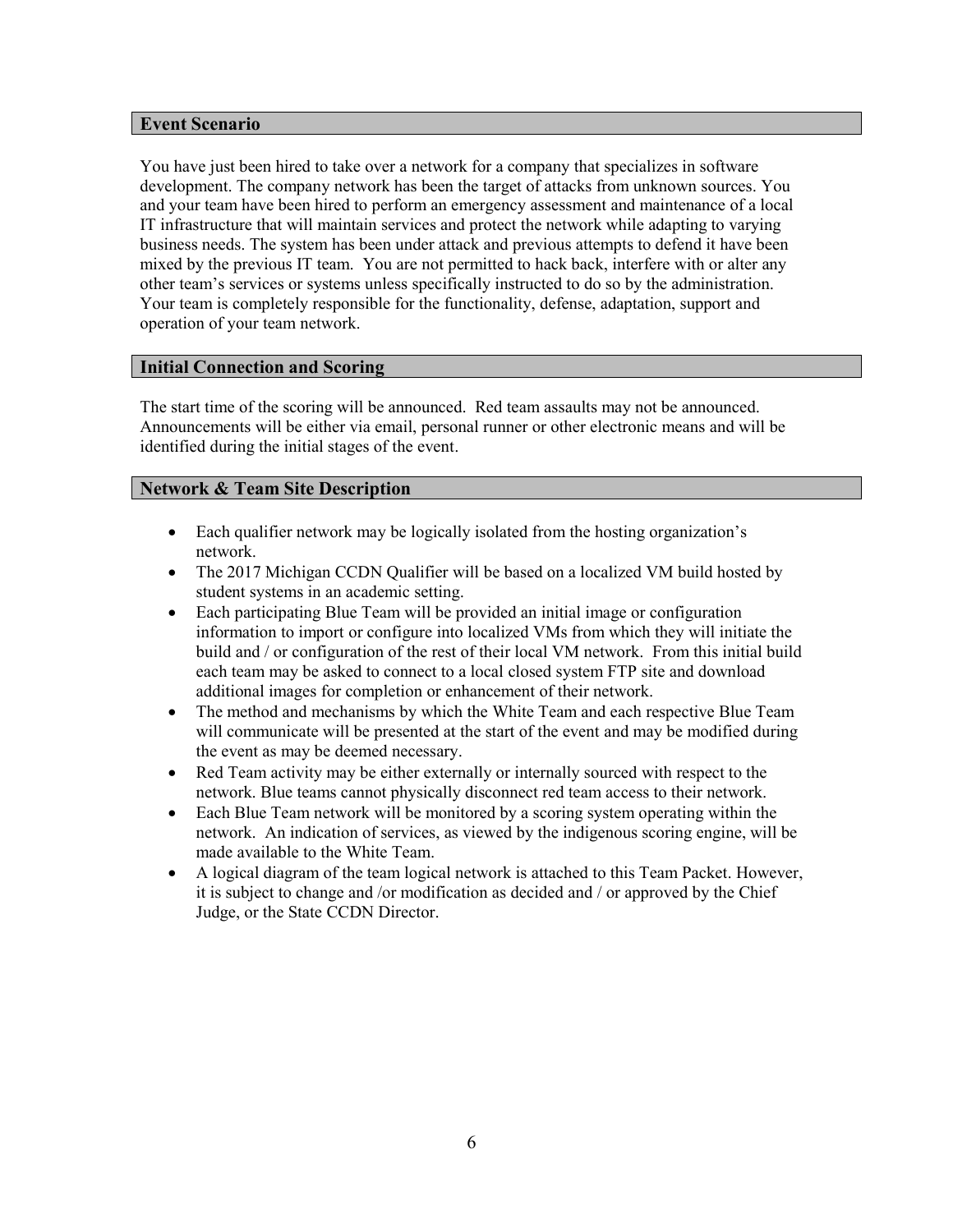## Event Scenario

You have just been hired to take over a network for a company that specializes in software development. The company network has been the target of attacks from unknown sources. You and your team have been hired to perform an emergency assessment and maintenance of a local IT infrastructure that will maintain services and protect the network while adapting to varying business needs. The system has been under attack and previous attempts to defend it have been mixed by the previous IT team. You are not permitted to hack back, interfere with or alter any other team's services or systems unless specifically instructed to do so by the administration. Your team is completely responsible for the functionality, defense, adaptation, support and operation of your team network.

## Initial Connection and Scoring

The start time of the scoring will be announced. Red team assaults may not be announced. Announcements will be either via email, personal runner or other electronic means and will be identified during the initial stages of the event.

## Network & Team Site Description

- Each qualifier network may be logically isolated from the hosting organization's network.
- The 2017 Michigan CCDN Qualifier will be based on a localized VM build hosted by student systems in an academic setting.
- Each participating Blue Team will be provided an initial image or configuration information to import or configure into localized VMs from which they will initiate the build and / or configuration of the rest of their local VM network. From this initial build each team may be asked to connect to a local closed system FTP site and download additional images for completion or enhancement of their network.
- The method and mechanisms by which the White Team and each respective Blue Team will communicate will be presented at the start of the event and may be modified during the event as may be deemed necessary.
- Red Team activity may be either externally or internally sourced with respect to the network. Blue teams cannot physically disconnect red team access to their network.
- Each Blue Team network will be monitored by a scoring system operating within the network. An indication of services, as viewed by the indigenous scoring engine, will be made available to the White Team.
- A logical diagram of the team logical network is attached to this Team Packet. However, it is subject to change and /or modification as decided and / or approved by the Chief Judge, or the State CCDN Director.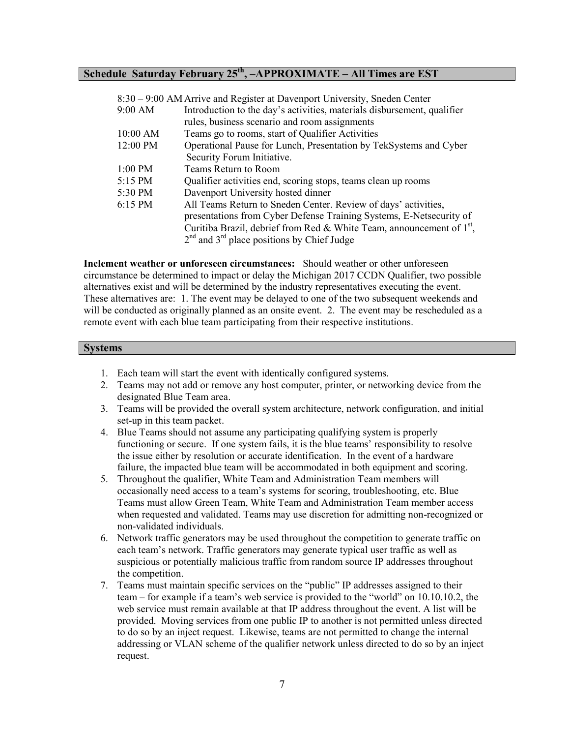## Schedule Saturday February 25th, –APPROXIMATE – All Times are EST

| | |
|---|---|
| 8:30 – 9:00 AM | Arrive and Register at Davenport University, Sneden Center |
| 9:00 AM | Introduction to the day's activities, materials disbursement, qualifier rules, business scenario and room assignments |
| 10:00 AM | Teams go to rooms, start of Qualifier Activities |
| 12:00 PM | Operational Pause for Lunch, Presentation by TekSystems and Cyber Security Forum Initiative. |
| 1:00 PM | Teams Return to Room |
| 5:15 PM | Qualifier activities end, scoring stops, teams clean up rooms |
| 5:30 PM | Davenport University hosted dinner |
| 6:15 PM | All Teams Return to Sneden Center. Review of days' activities, presentations from Cyber Defense Training Systems, E-Netsecurity of Curitiba Brazil, debrief from Red & White Team, announcement of 1st, 2nd and 3rd place positions by Chief Judge |

**Inclement weather or unforeseen circumstances:** Should weather or other unforeseen circumstance be determined to impact or delay the Michigan 2017 CCDN Qualifier, two possible alternatives exist and will be determined by the industry representatives executing the event. These alternatives are: 1. The event may be delayed to one of the two subsequent weekends and will be conducted as originally planned as an onsite event. 2. The event may be rescheduled as a remote event with each blue team participating from their respective institutions.

## Systems

1. Each team will start the event with identically configured systems.
2. Teams may not add or remove any host computer, printer, or networking device from the designated Blue Team area.
3. Teams will be provided the overall system architecture, network configuration, and initial set-up in this team packet.
4. Blue Teams should not assume any participating qualifying system is properly functioning or secure. If one system fails, it is the blue teams' responsibility to resolve the issue either by resolution or accurate identification. In the event of a hardware failure, the impacted blue team will be accommodated in both equipment and scoring.
5. Throughout the qualifier, White Team and Administration Team members will occasionally need access to a team's systems for scoring, troubleshooting, etc. Blue Teams must allow Green Team, White Team and Administration Team member access when requested and validated. Teams may use discretion for admitting non-recognized or non-validated individuals.
6. Network traffic generators may be used throughout the competition to generate traffic on each team's network. Traffic generators may generate typical user traffic as well as suspicious or potentially malicious traffic from random source IP addresses throughout the competition.
7. Teams must maintain specific services on the "public" IP addresses assigned to their team – for example if a team's web service is provided to the "world" on 10.10.10.2, the web service must remain available at that IP address throughout the event. A list will be provided. Moving services from one public IP to another is not permitted unless directed to do so by an inject request. Likewise, teams are not permitted to change the internal addressing or VLAN scheme of the qualifier network unless directed to do so by an inject request.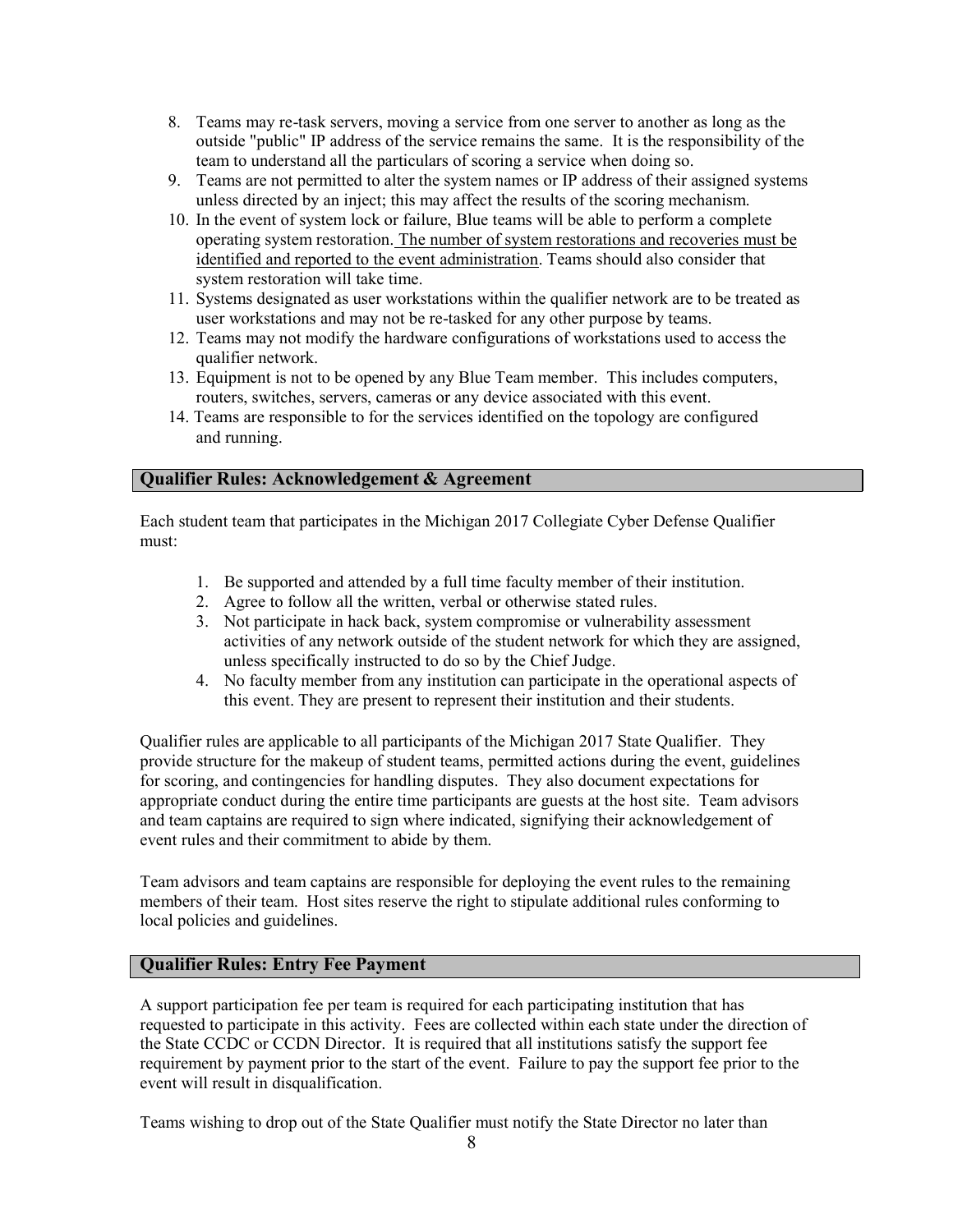8. Teams may re-task servers, moving a service from one server to another as long as the outside "public" IP address of the service remains the same. It is the responsibility of the team to understand all the particulars of scoring a service when doing so.
9. Teams are not permitted to alter the system names or IP address of their assigned systems unless directed by an inject; this may affect the results of the scoring mechanism.
10. In the event of system lock or failure, Blue teams will be able to perform a complete operating system restoration. <u>The number of system restorations and recoveries must be identified and reported to the event administration</u>. Teams should also consider that system restoration will take time.
11. Systems designated as user workstations within the qualifier network are to be treated as user workstations and may not be re-tasked for any other purpose by teams.
12. Teams may not modify the hardware configurations of workstations used to access the qualifier network.
13. Equipment is not to be opened by any Blue Team member. This includes computers, routers, switches, servers, cameras or any device associated with this event.
14. Teams are responsible to for the services identified on the topology are configured and running.

## Qualifier Rules: Acknowledgement & Agreement

Each student team that participates in the Michigan 2017 Collegiate Cyber Defense Qualifier must:

1. Be supported and attended by a full time faculty member of their institution.
2. Agree to follow all the written, verbal or otherwise stated rules.
3. Not participate in hack back, system compromise or vulnerability assessment activities of any network outside of the student network for which they are assigned, unless specifically instructed to do so by the Chief Judge.
4. No faculty member from any institution can participate in the operational aspects of this event. They are present to represent their institution and their students.

Qualifier rules are applicable to all participants of the Michigan 2017 State Qualifier. They provide structure for the makeup of student teams, permitted actions during the event, guidelines for scoring, and contingencies for handling disputes. They also document expectations for appropriate conduct during the entire time participants are guests at the host site. Team advisors and team captains are required to sign where indicated, signifying their acknowledgement of event rules and their commitment to abide by them.

Team advisors and team captains are responsible for deploying the event rules to the remaining members of their team. Host sites reserve the right to stipulate additional rules conforming to local policies and guidelines.

## Qualifier Rules: Entry Fee Payment

A support participation fee per team is required for each participating institution that has requested to participate in this activity. Fees are collected within each state under the direction of the State CCDC or CCDN Director. It is required that all institutions satisfy the support fee requirement by payment prior to the start of the event. Failure to pay the support fee prior to the event will result in disqualification.

Teams wishing to drop out of the State Qualifier must notify the State Director no later than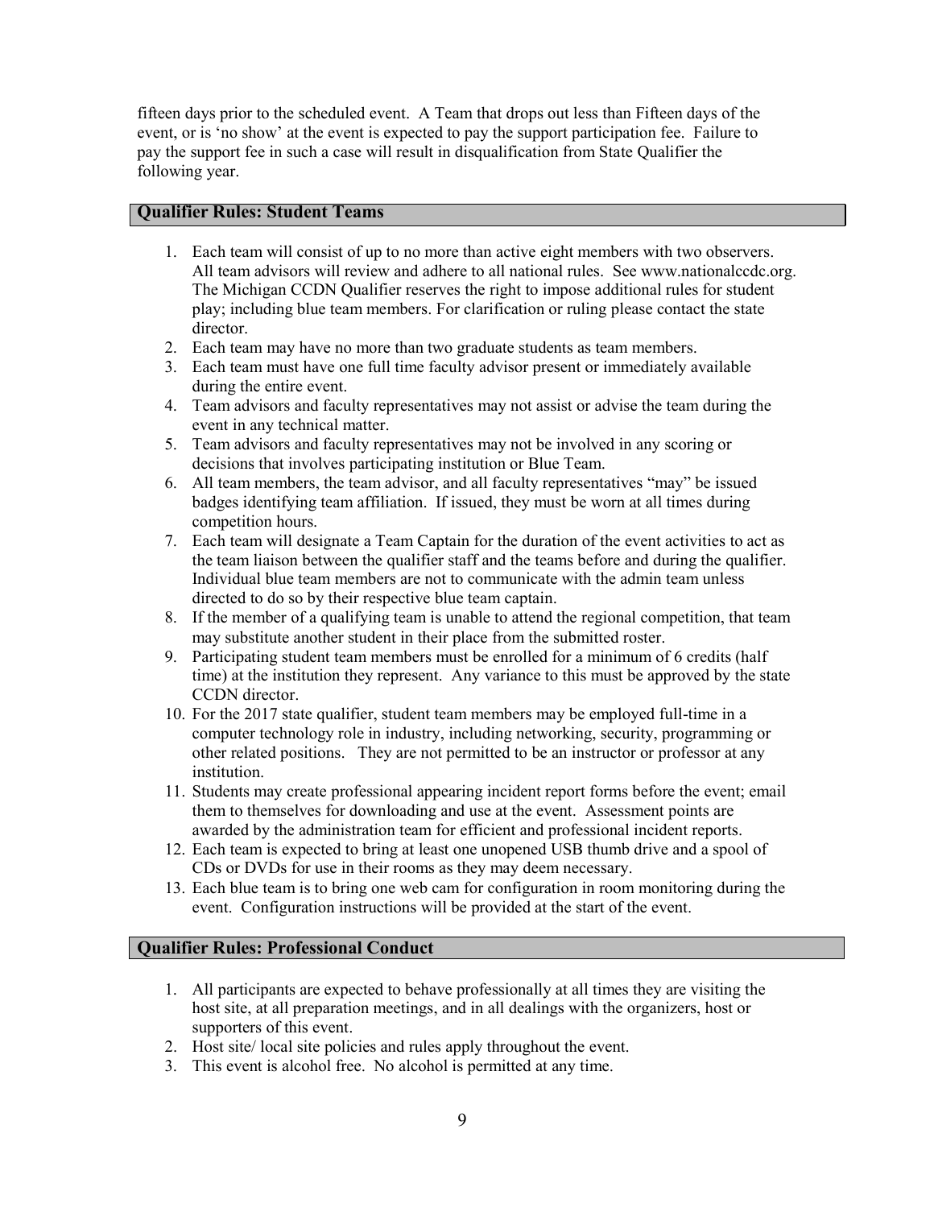fifteen days prior to the scheduled event. A Team that drops out less than Fifteen days of the event, or is 'no show' at the event is expected to pay the support participation fee. Failure to pay the support fee in such a case will result in disqualification from State Qualifier the following year.

## Qualifier Rules: Student Teams

1. Each team will consist of up to no more than active eight members with two observers. All team advisors will review and adhere to all national rules. See www.nationalccdc.org. The Michigan CCDN Qualifier reserves the right to impose additional rules for student play; including blue team members. For clarification or ruling please contact the state director.
2. Each team may have no more than two graduate students as team members.
3. Each team must have one full time faculty advisor present or immediately available during the entire event.
4. Team advisors and faculty representatives may not assist or advise the team during the event in any technical matter.
5. Team advisors and faculty representatives may not be involved in any scoring or decisions that involves participating institution or Blue Team.
6. All team members, the team advisor, and all faculty representatives "may" be issued badges identifying team affiliation. If issued, they must be worn at all times during competition hours.
7. Each team will designate a Team Captain for the duration of the event activities to act as the team liaison between the qualifier staff and the teams before and during the qualifier. Individual blue team members are not to communicate with the admin team unless directed to do so by their respective blue team captain.
8. If the member of a qualifying team is unable to attend the regional competition, that team may substitute another student in their place from the submitted roster.
9. Participating student team members must be enrolled for a minimum of 6 credits (half time) at the institution they represent. Any variance to this must be approved by the state CCDN director.
10. For the 2017 state qualifier, student team members may be employed full-time in a computer technology role in industry, including networking, security, programming or other related positions. They are not permitted to be an instructor or professor at any institution.
11. Students may create professional appearing incident report forms before the event; email them to themselves for downloading and use at the event. Assessment points are awarded by the administration team for efficient and professional incident reports.
12. Each team is expected to bring at least one unopened USB thumb drive and a spool of CDs or DVDs for use in their rooms as they may deem necessary.
13. Each blue team is to bring one web cam for configuration in room monitoring during the event. Configuration instructions will be provided at the start of the event.

## Qualifier Rules: Professional Conduct

1. All participants are expected to behave professionally at all times they are visiting the host site, at all preparation meetings, and in all dealings with the organizers, host or supporters of this event.
2. Host site/ local site policies and rules apply throughout the event.
3. This event is alcohol free. No alcohol is permitted at any time.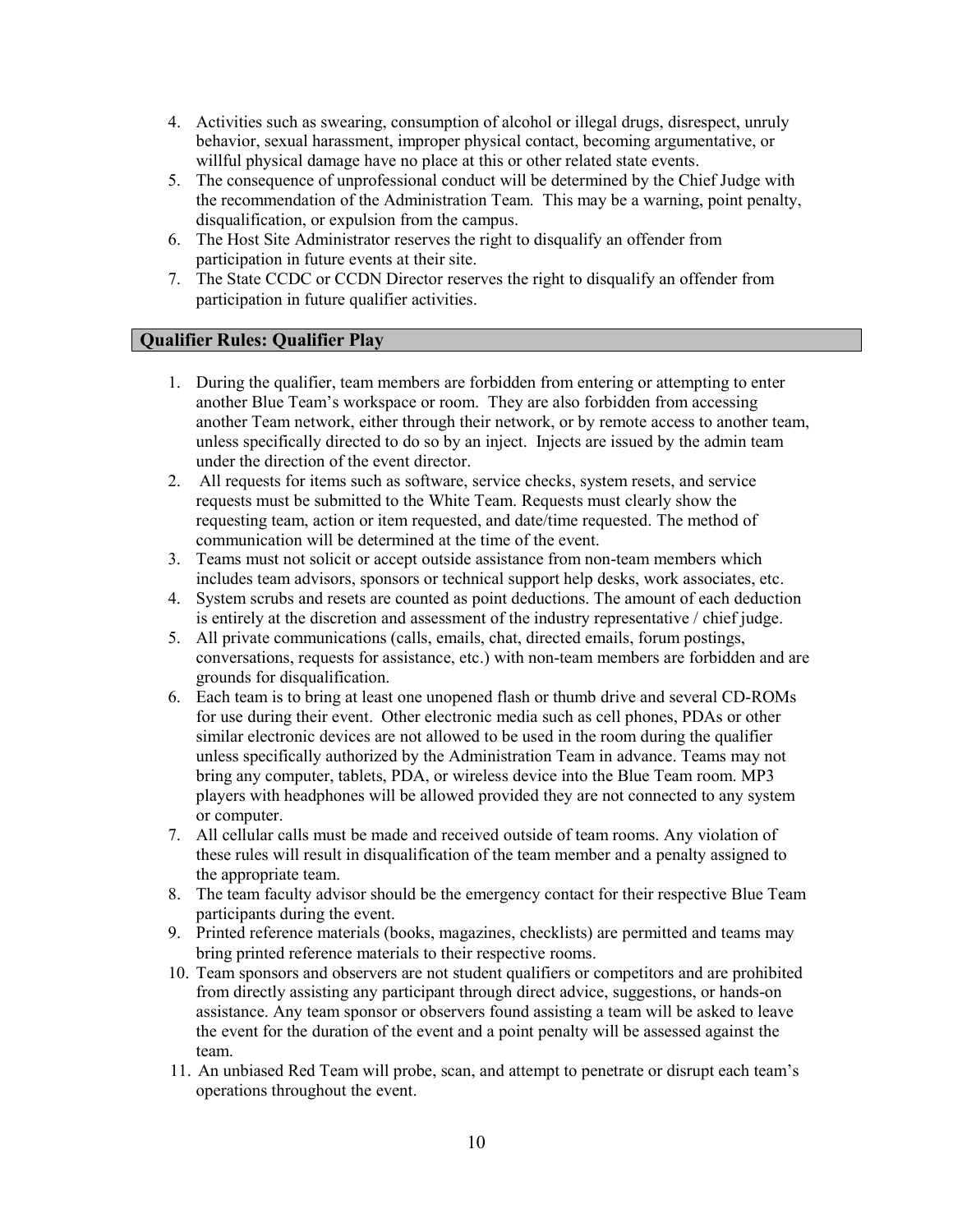4. Activities such as swearing, consumption of alcohol or illegal drugs, disrespect, unruly behavior, sexual harassment, improper physical contact, becoming argumentative, or willful physical damage have no place at this or other related state events.
5. The consequence of unprofessional conduct will be determined by the Chief Judge with the recommendation of the Administration Team. This may be a warning, point penalty, disqualification, or expulsion from the campus.
6. The Host Site Administrator reserves the right to disqualify an offender from participation in future events at their site.
7. The State CCDC or CCDN Director reserves the right to disqualify an offender from participation in future qualifier activities.

## Qualifier Rules: Qualifier Play

1. During the qualifier, team members are forbidden from entering or attempting to enter another Blue Team's workspace or room. They are also forbidden from accessing another Team network, either through their network, or by remote access to another team, unless specifically directed to do so by an inject. Injects are issued by the admin team under the direction of the event director.
2. All requests for items such as software, service checks, system resets, and service requests must be submitted to the White Team. Requests must clearly show the requesting team, action or item requested, and date/time requested. The method of communication will be determined at the time of the event.
3. Teams must not solicit or accept outside assistance from non-team members which includes team advisors, sponsors or technical support help desks, work associates, etc.
4. System scrubs and resets are counted as point deductions. The amount of each deduction is entirely at the discretion and assessment of the industry representative / chief judge.
5. All private communications (calls, emails, chat, directed emails, forum postings, conversations, requests for assistance, etc.) with non-team members are forbidden and are grounds for disqualification.
6. Each team is to bring at least one unopened flash or thumb drive and several CD-ROMs for use during their event. Other electronic media such as cell phones, PDAs or other similar electronic devices are not allowed to be used in the room during the qualifier unless specifically authorized by the Administration Team in advance. Teams may not bring any computer, tablets, PDA, or wireless device into the Blue Team room. MP3 players with headphones will be allowed provided they are not connected to any system or computer.
7. All cellular calls must be made and received outside of team rooms. Any violation of these rules will result in disqualification of the team member and a penalty assigned to the appropriate team.
8. The team faculty advisor should be the emergency contact for their respective Blue Team participants during the event.
9. Printed reference materials (books, magazines, checklists) are permitted and teams may bring printed reference materials to their respective rooms.
10. Team sponsors and observers are not student qualifiers or competitors and are prohibited from directly assisting any participant through direct advice, suggestions, or hands-on assistance. Any team sponsor or observers found assisting a team will be asked to leave the event for the duration of the event and a point penalty will be assessed against the team.
11. An unbiased Red Team will probe, scan, and attempt to penetrate or disrupt each team's operations throughout the event.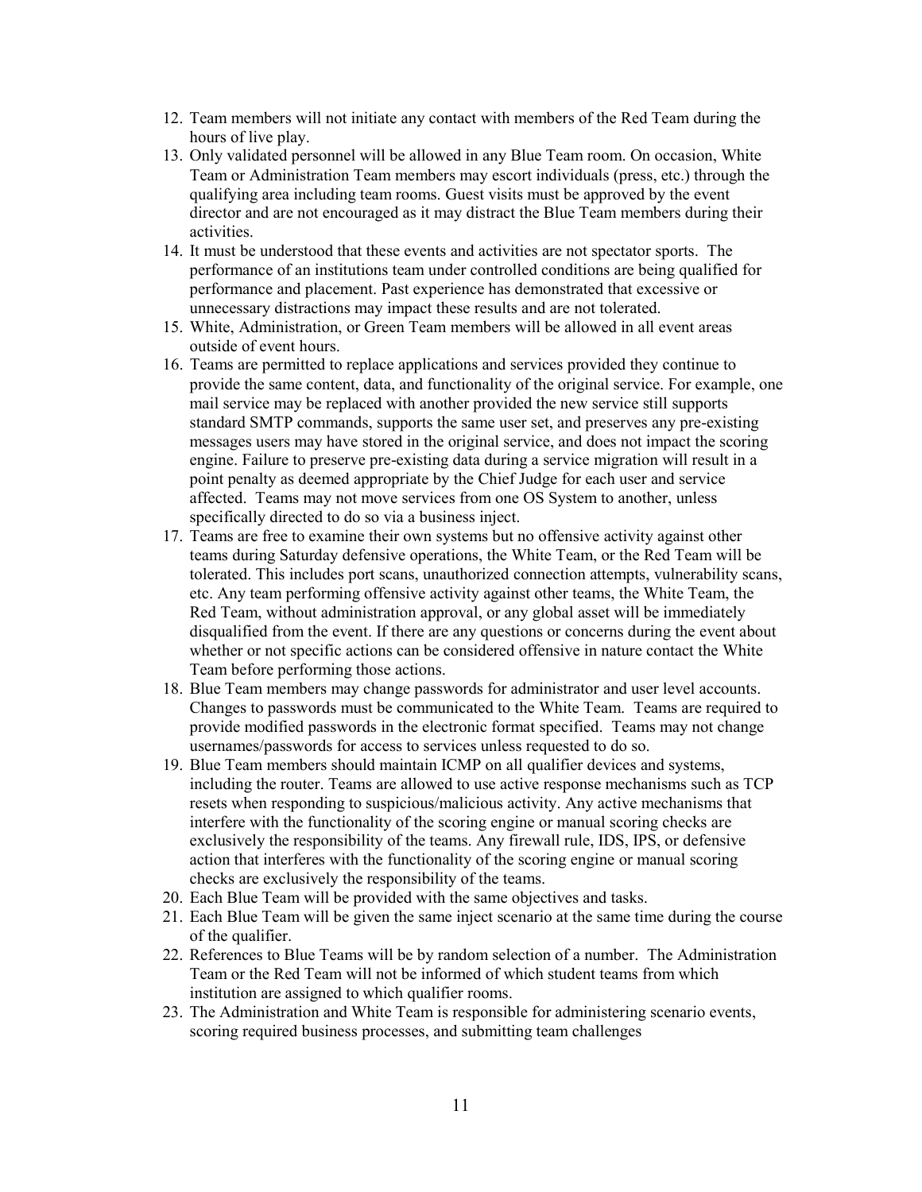12. Team members will not initiate any contact with members of the Red Team during the hours of live play.
13. Only validated personnel will be allowed in any Blue Team room. On occasion, White Team or Administration Team members may escort individuals (press, etc.) through the qualifying area including team rooms. Guest visits must be approved by the event director and are not encouraged as it may distract the Blue Team members during their activities.
14. It must be understood that these events and activities are not spectator sports. The performance of an institutions team under controlled conditions are being qualified for performance and placement. Past experience has demonstrated that excessive or unnecessary distractions may impact these results and are not tolerated.
15. White, Administration, or Green Team members will be allowed in all event areas outside of event hours.
16. Teams are permitted to replace applications and services provided they continue to provide the same content, data, and functionality of the original service. For example, one mail service may be replaced with another provided the new service still supports standard SMTP commands, supports the same user set, and preserves any pre-existing messages users may have stored in the original service, and does not impact the scoring engine. Failure to preserve pre-existing data during a service migration will result in a point penalty as deemed appropriate by the Chief Judge for each user and service affected. Teams may not move services from one OS System to another, unless specifically directed to do so via a business inject.
17. Teams are free to examine their own systems but no offensive activity against other teams during Saturday defensive operations, the White Team, or the Red Team will be tolerated. This includes port scans, unauthorized connection attempts, vulnerability scans, etc. Any team performing offensive activity against other teams, the White Team, the Red Team, without administration approval, or any global asset will be immediately disqualified from the event. If there are any questions or concerns during the event about whether or not specific actions can be considered offensive in nature contact the White Team before performing those actions.
18. Blue Team members may change passwords for administrator and user level accounts. Changes to passwords must be communicated to the White Team. Teams are required to provide modified passwords in the electronic format specified. Teams may not change usernames/passwords for access to services unless requested to do so.
19. Blue Team members should maintain ICMP on all qualifier devices and systems, including the router. Teams are allowed to use active response mechanisms such as TCP resets when responding to suspicious/malicious activity. Any active mechanisms that interfere with the functionality of the scoring engine or manual scoring checks are exclusively the responsibility of the teams. Any firewall rule, IDS, IPS, or defensive action that interferes with the functionality of the scoring engine or manual scoring checks are exclusively the responsibility of the teams.
20. Each Blue Team will be provided with the same objectives and tasks.
21. Each Blue Team will be given the same inject scenario at the same time during the course of the qualifier.
22. References to Blue Teams will be by random selection of a number. The Administration Team or the Red Team will not be informed of which student teams from which institution are assigned to which qualifier rooms.
23. The Administration and White Team is responsible for administering scenario events, scoring required business processes, and submitting team challenges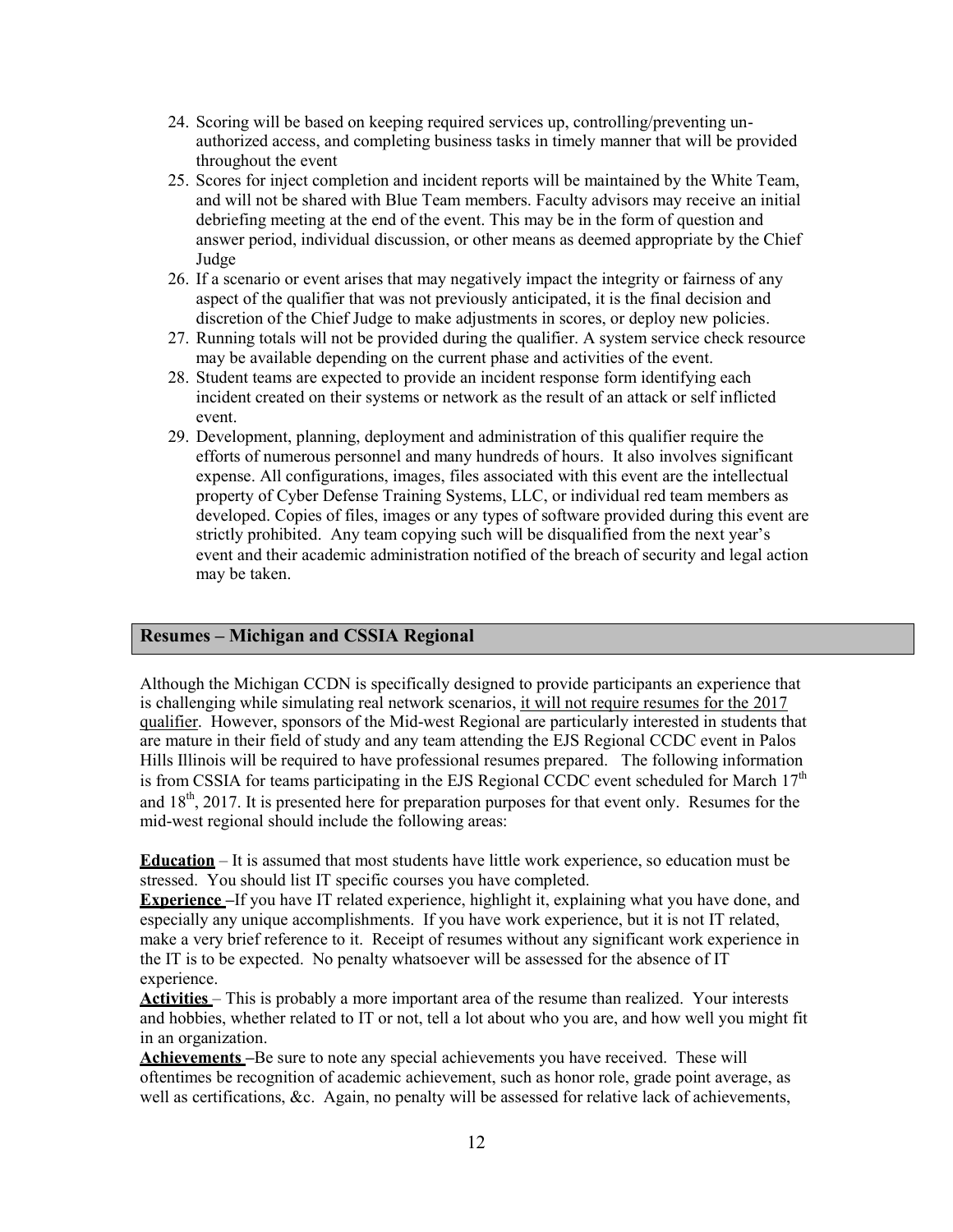24. Scoring will be based on keeping required services up, controlling/preventing un-authorized access, and completing business tasks in timely manner that will be provided throughout the event
25. Scores for inject completion and incident reports will be maintained by the White Team, and will not be shared with Blue Team members. Faculty advisors may receive an initial debriefing meeting at the end of the event. This may be in the form of question and answer period, individual discussion, or other means as deemed appropriate by the Chief Judge
26. If a scenario or event arises that may negatively impact the integrity or fairness of any aspect of the qualifier that was not previously anticipated, it is the final decision and discretion of the Chief Judge to make adjustments in scores, or deploy new policies.
27. Running totals will not be provided during the qualifier. A system service check resource may be available depending on the current phase and activities of the event.
28. Student teams are expected to provide an incident response form identifying each incident created on their systems or network as the result of an attack or self inflicted event.
29. Development, planning, deployment and administration of this qualifier require the efforts of numerous personnel and many hundreds of hours. It also involves significant expense. All configurations, images, files associated with this event are the intellectual property of Cyber Defense Training Systems, LLC, or individual red team members as developed. Copies of files, images or any types of software provided during this event are strictly prohibited. Any team copying such will be disqualified from the next year's event and their academic administration notified of the breach of security and legal action may be taken.

## Resumes – Michigan and CSSIA Regional

Although the Michigan CCDN is specifically designed to provide participants an experience that is challenging while simulating real network scenarios, it will not require resumes for the 2017 qualifier. However, sponsors of the Mid-west Regional are particularly interested in students that are mature in their field of study and any team attending the EJS Regional CCDC event in Palos Hills Illinois will be required to have professional resumes prepared. The following information is from CSSIA for teams participating in the EJS Regional CCDC event scheduled for March 17th and 18th, 2017. It is presented here for preparation purposes for that event only. Resumes for the mid-west regional should include the following areas:

**Education** – It is assumed that most students have little work experience, so education must be stressed. You should list IT specific courses you have completed.

**Experience** –If you have IT related experience, highlight it, explaining what you have done, and especially any unique accomplishments. If you have work experience, but it is not IT related, make a very brief reference to it. Receipt of resumes without any significant work experience in the IT is to be expected. No penalty whatsoever will be assessed for the absence of IT experience.

**Activities** – This is probably a more important area of the resume than realized. Your interests and hobbies, whether related to IT or not, tell a lot about who you are, and how well you might fit in an organization.

**Achievements** –Be sure to note any special achievements you have received. These will oftentimes be recognition of academic achievement, such as honor role, grade point average, as well as certifications, &c. Again, no penalty will be assessed for relative lack of achievements,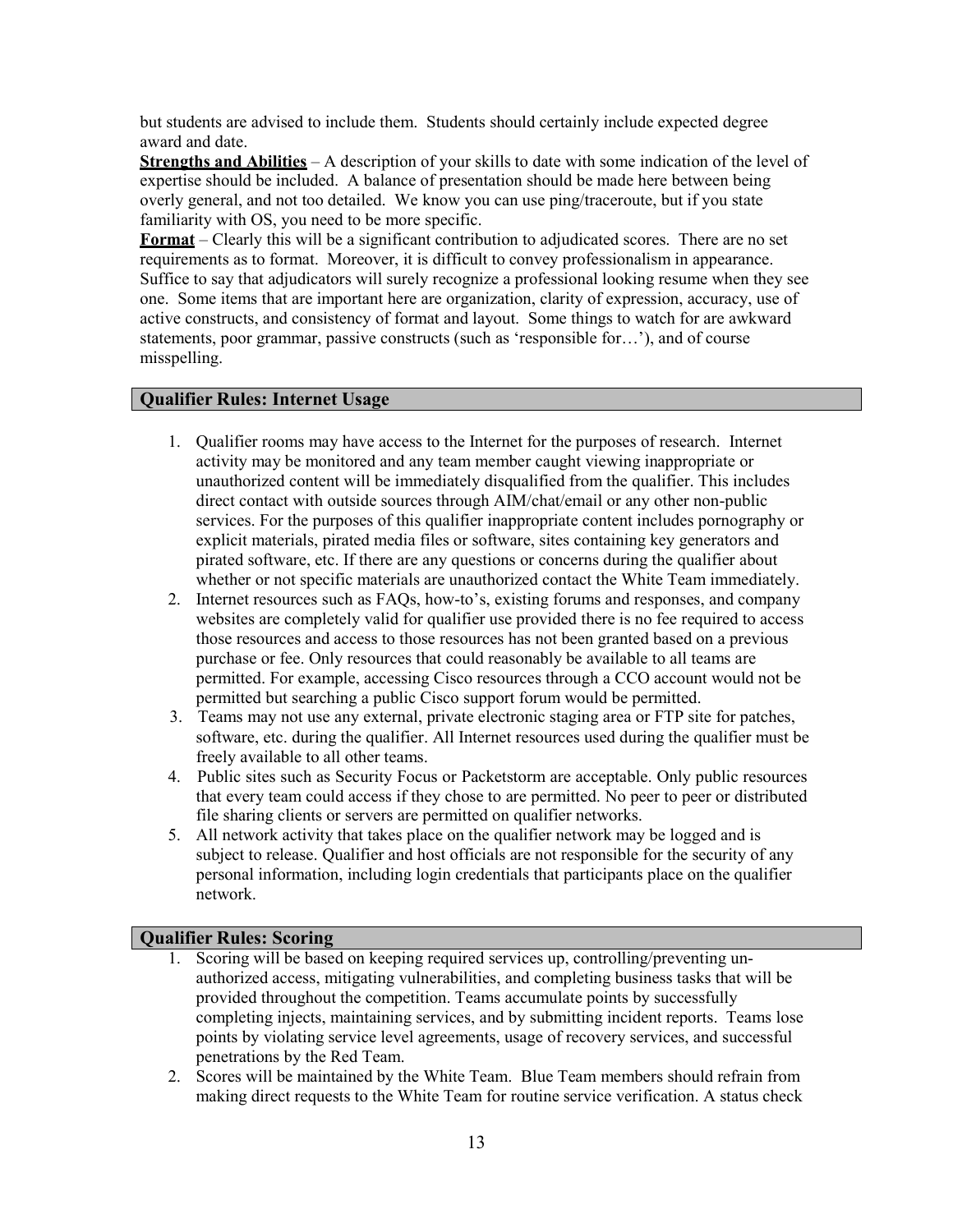but students are advised to include them. Students should certainly include expected degree award and date.

**Strengths and Abilities** – A description of your skills to date with some indication of the level of expertise should be included. A balance of presentation should be made here between being overly general, and not too detailed. We know you can use ping/traceroute, but if you state familiarity with OS, you need to be more specific.

**Format** – Clearly this will be a significant contribution to adjudicated scores. There are no set requirements as to format. Moreover, it is difficult to convey professionalism in appearance. Suffice to say that adjudicators will surely recognize a professional looking resume when they see one. Some items that are important here are organization, clarity of expression, accuracy, use of active constructs, and consistency of format and layout. Some things to watch for are awkward statements, poor grammar, passive constructs (such as 'responsible for…'), and of course misspelling.

## Qualifier Rules: Internet Usage

1. Qualifier rooms may have access to the Internet for the purposes of research. Internet activity may be monitored and any team member caught viewing inappropriate or unauthorized content will be immediately disqualified from the qualifier. This includes direct contact with outside sources through AIM/chat/email or any other non-public services. For the purposes of this qualifier inappropriate content includes pornography or explicit materials, pirated media files or software, sites containing key generators and pirated software, etc. If there are any questions or concerns during the qualifier about whether or not specific materials are unauthorized contact the White Team immediately.
2. Internet resources such as FAQs, how-to's, existing forums and responses, and company websites are completely valid for qualifier use provided there is no fee required to access those resources and access to those resources has not been granted based on a previous purchase or fee. Only resources that could reasonably be available to all teams are permitted. For example, accessing Cisco resources through a CCO account would not be permitted but searching a public Cisco support forum would be permitted.
3. Teams may not use any external, private electronic staging area or FTP site for patches, software, etc. during the qualifier. All Internet resources used during the qualifier must be freely available to all other teams.
4. Public sites such as Security Focus or Packetstorm are acceptable. Only public resources that every team could access if they chose to are permitted. No peer to peer or distributed file sharing clients or servers are permitted on qualifier networks.
5. All network activity that takes place on the qualifier network may be logged and is subject to release. Qualifier and host officials are not responsible for the security of any personal information, including login credentials that participants place on the qualifier network.

## Qualifier Rules: Scoring

1. Scoring will be based on keeping required services up, controlling/preventing un-authorized access, mitigating vulnerabilities, and completing business tasks that will be provided throughout the competition. Teams accumulate points by successfully completing injects, maintaining services, and by submitting incident reports. Teams lose points by violating service level agreements, usage of recovery services, and successful penetrations by the Red Team.
2. Scores will be maintained by the White Team. Blue Team members should refrain from making direct requests to the White Team for routine service verification. A status check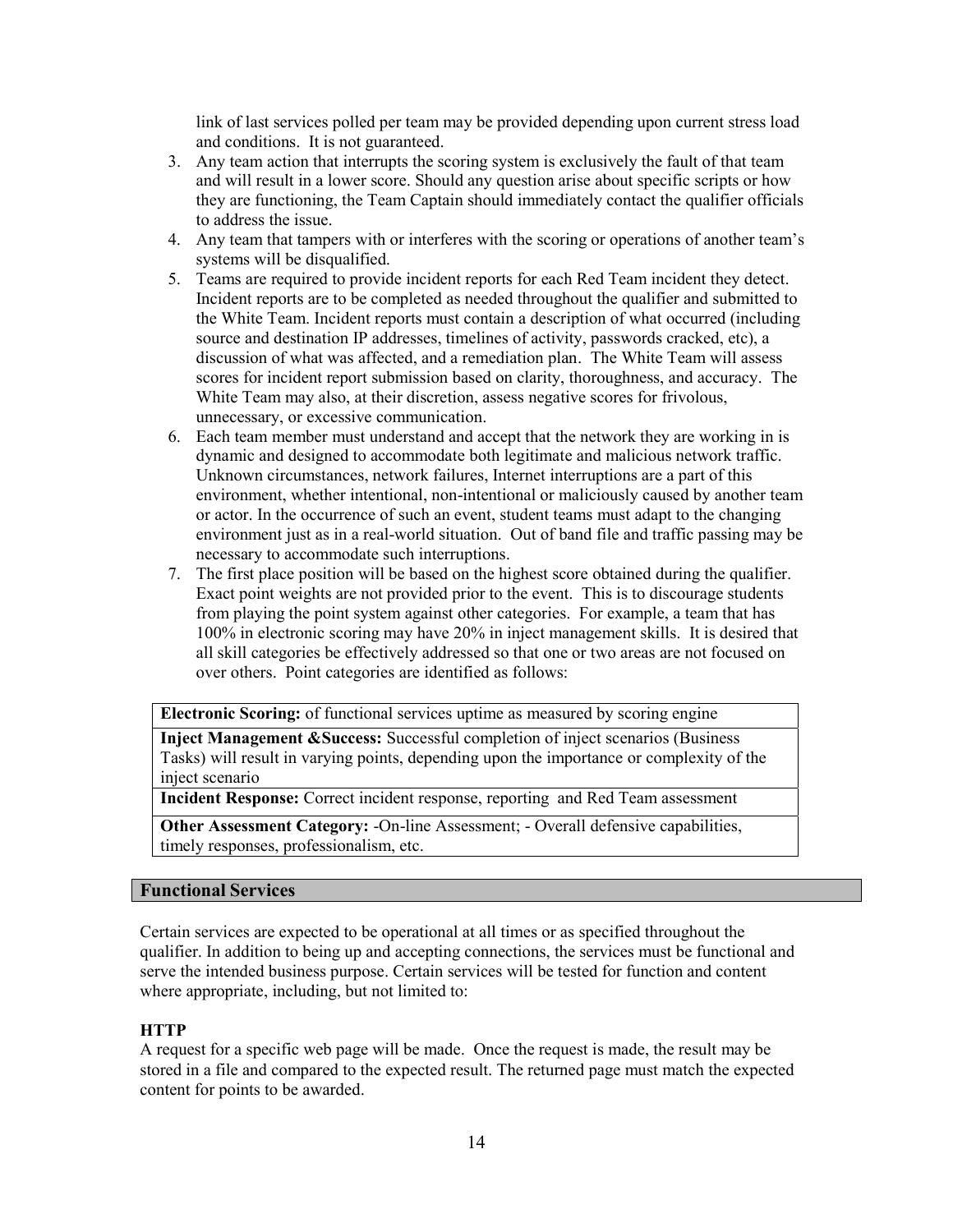link of last services polled per team may be provided depending upon current stress load and conditions. It is not guaranteed.

3. Any team action that interrupts the scoring system is exclusively the fault of that team and will result in a lower score. Should any question arise about specific scripts or how they are functioning, the Team Captain should immediately contact the qualifier officials to address the issue.
4. Any team that tampers with or interferes with the scoring or operations of another team's systems will be disqualified.
5. Teams are required to provide incident reports for each Red Team incident they detect. Incident reports are to be completed as needed throughout the qualifier and submitted to the White Team. Incident reports must contain a description of what occurred (including source and destination IP addresses, timelines of activity, passwords cracked, etc), a discussion of what was affected, and a remediation plan. The White Team will assess scores for incident report submission based on clarity, thoroughness, and accuracy. The White Team may also, at their discretion, assess negative scores for frivolous, unnecessary, or excessive communication.
6. Each team member must understand and accept that the network they are working in is dynamic and designed to accommodate both legitimate and malicious network traffic. Unknown circumstances, network failures, Internet interruptions are a part of this environment, whether intentional, non-intentional or maliciously caused by another team or actor. In the occurrence of such an event, student teams must adapt to the changing environment just as in a real-world situation. Out of band file and traffic passing may be necessary to accommodate such interruptions.
7. The first place position will be based on the highest score obtained during the qualifier. Exact point weights are not provided prior to the event. This is to discourage students from playing the point system against other categories. For example, a team that has 100% in electronic scoring may have 20% in inject management skills. It is desired that all skill categories be effectively addressed so that one or two areas are not focused on over others. Point categories are identified as follows:

| **Electronic Scoring:** of functional services uptime as measured by scoring engine |
|---|
| **Inject Management &Success:** Successful completion of inject scenarios (Business Tasks) will result in varying points, depending upon the importance or complexity of the inject scenario |
| **Incident Response:** Correct incident response, reporting and Red Team assessment |
| **Other Assessment Category:** -On-line Assessment; - Overall defensive capabilities, timely responses, professionalism, etc. |

## Functional Services

Certain services are expected to be operational at all times or as specified throughout the qualifier. In addition to being up and accepting connections, the services must be functional and serve the intended business purpose. Certain services will be tested for function and content where appropriate, including, but not limited to:

### HTTP

A request for a specific web page will be made. Once the request is made, the result may be stored in a file and compared to the expected result. The returned page must match the expected content for points to be awarded.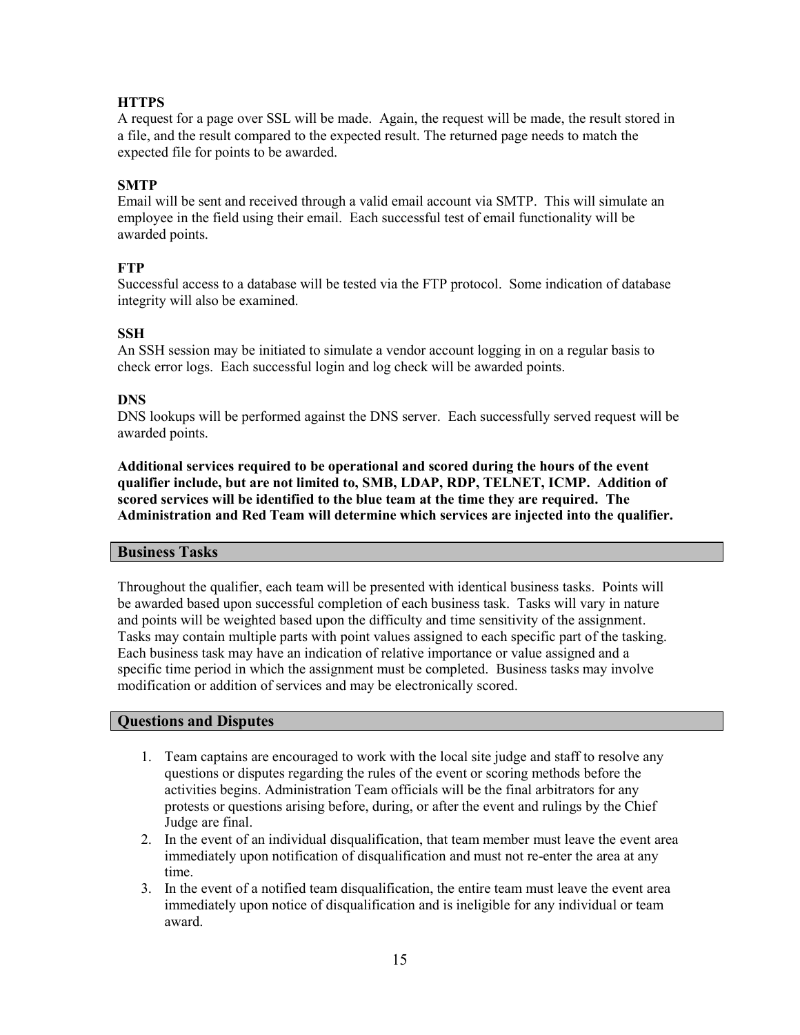**HTTPS**
A request for a page over SSL will be made. Again, the request will be made, the result stored in a file, and the result compared to the expected result. The returned page needs to match the expected file for points to be awarded.

**SMTP**
Email will be sent and received through a valid email account via SMTP. This will simulate an employee in the field using their email. Each successful test of email functionality will be awarded points.

**FTP**
Successful access to a database will be tested via the FTP protocol. Some indication of database integrity will also be examined.

**SSH**
An SSH session may be initiated to simulate a vendor account logging in on a regular basis to check error logs. Each successful login and log check will be awarded points.

**DNS**
DNS lookups will be performed against the DNS server. Each successfully served request will be awarded points.

**Additional services required to be operational and scored during the hours of the event qualifier include, but are not limited to, SMB, LDAP, RDP, TELNET, ICMP. Addition of scored services will be identified to the blue team at the time they are required. The Administration and Red Team will determine which services are injected into the qualifier.**

## Business Tasks

Throughout the qualifier, each team will be presented with identical business tasks. Points will be awarded based upon successful completion of each business task. Tasks will vary in nature and points will be weighted based upon the difficulty and time sensitivity of the assignment. Tasks may contain multiple parts with point values assigned to each specific part of the tasking. Each business task may have an indication of relative importance or value assigned and a specific time period in which the assignment must be completed. Business tasks may involve modification or addition of services and may be electronically scored.

## Questions and Disputes

1. Team captains are encouraged to work with the local site judge and staff to resolve any questions or disputes regarding the rules of the event or scoring methods before the activities begins. Administration Team officials will be the final arbitrators for any protests or questions arising before, during, or after the event and rulings by the Chief Judge are final.
2. In the event of an individual disqualification, that team member must leave the event area immediately upon notification of disqualification and must not re-enter the area at any time.
3. In the event of a notified team disqualification, the entire team must leave the event area immediately upon notice of disqualification and is ineligible for any individual or team award.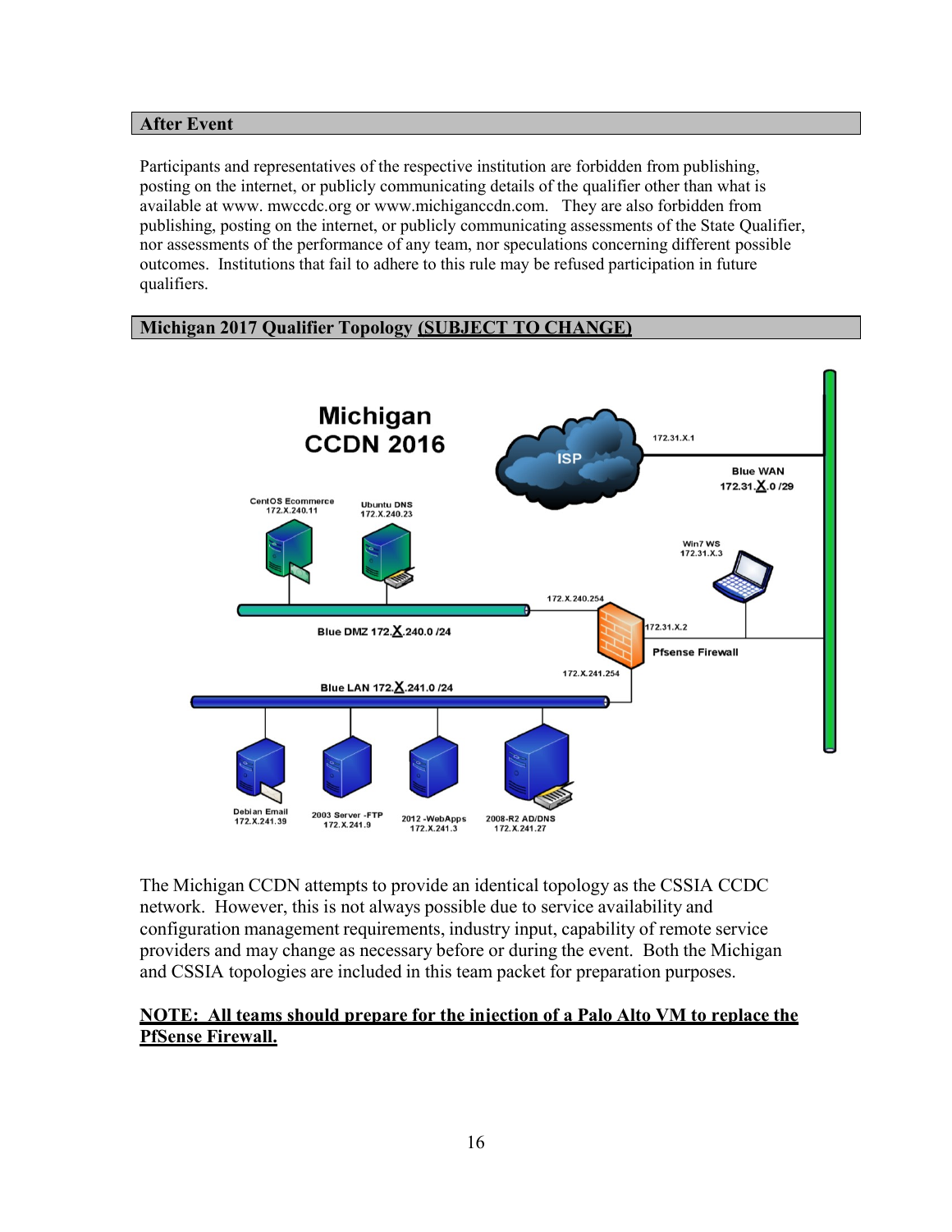## After Event

Participants and representatives of the respective institution are forbidden from publishing, posting on the internet, or publicly communicating details of the qualifier other than what is available at www. mwccdc.org or www.michiganccdn.com. They are also forbidden from publishing, posting on the internet, or publicly communicating assessments of the State Qualifier, nor assessments of the performance of any team, nor speculations concerning different possible outcomes. Institutions that fail to adhere to this rule may be refused participation in future qualifiers.

## Michigan 2017 Qualifier Topology <u>(SUBJECT TO CHANGE)</u>

The Michigan CCDN attempts to provide an identical topology as the CSSIA CCDC network. However, this is not always possible due to service availability and configuration management requirements, industry input, capability of remote service providers and may change as necessary before or during the event. Both the Michigan and CSSIA topologies are included in this team packet for preparation purposes.

**<u>NOTE: All teams should prepare for the injection of a Palo Alto VM to replace the PfSense Firewall.</u>**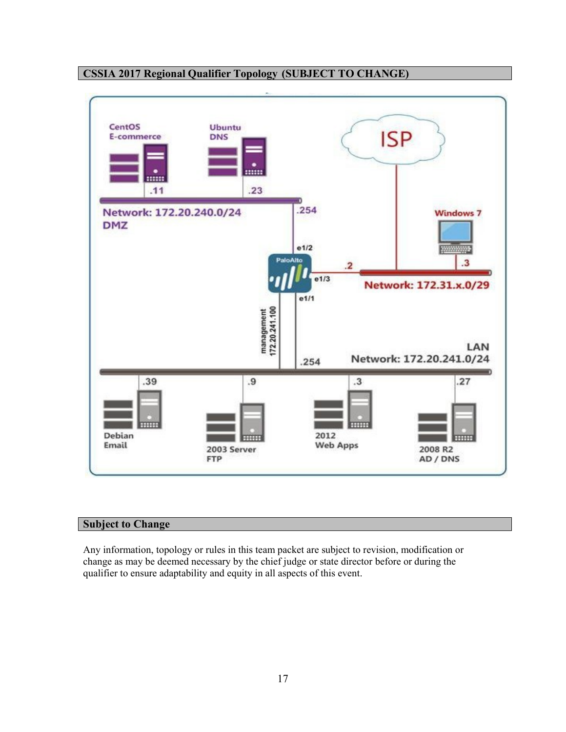## CSSIA 2017 Regional Qualifier Topology (SUBJECT TO CHANGE)

## Subject to Change

Any information, topology or rules in this team packet are subject to revision, modification or change as may be deemed necessary by the chief judge or state director before or during the qualifier to ensure adaptability and equity in all aspects of this event.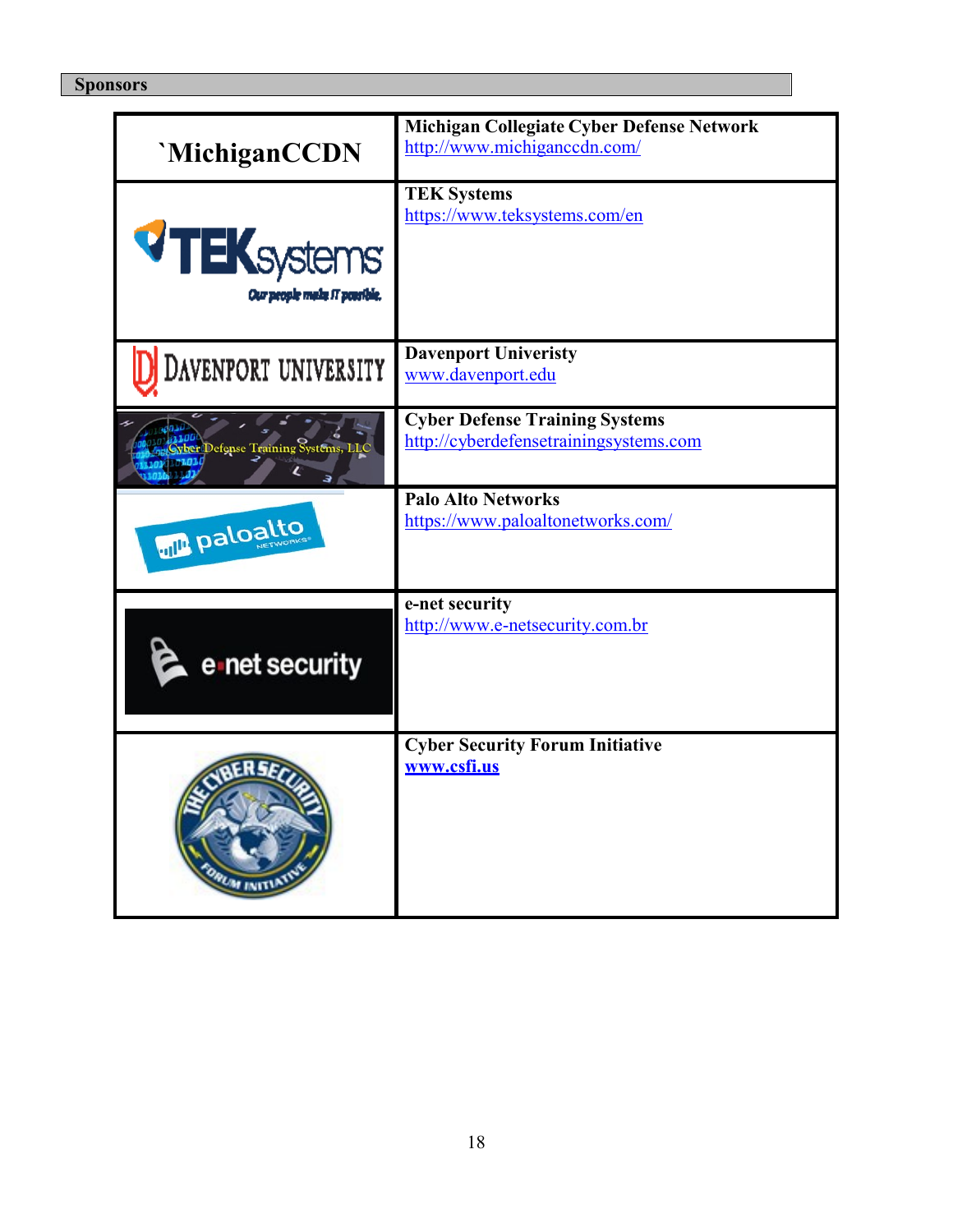## Sponsors

| | |
|---|---|
| `MichiganCCDN | **Michigan Collegiate Cyber Defense Network**<br>http://www.michiganccdn.com/ |
| TEKsystems<br>Our people make IT possible. | **TEK Systems**<br>https://www.teksystems.com/en |
| Davenport University | **Davenport Univeristy**<br>www.davenport.edu |
| Cyber Defense Training Systems, LLC | **Cyber Defense Training Systems**<br>http://cyberdefensetrainingsystems.com |
| paloalto NETWORKS | **Palo Alto Networks**<br>https://www.paloaltonetworks.com/ |
| e-net security | **e-net security**<br>http://www.e-netsecurity.com.br |
| The Cyber Security Forum Initiative | **Cyber Security Forum Initiative**<br>**www.csfi.us** |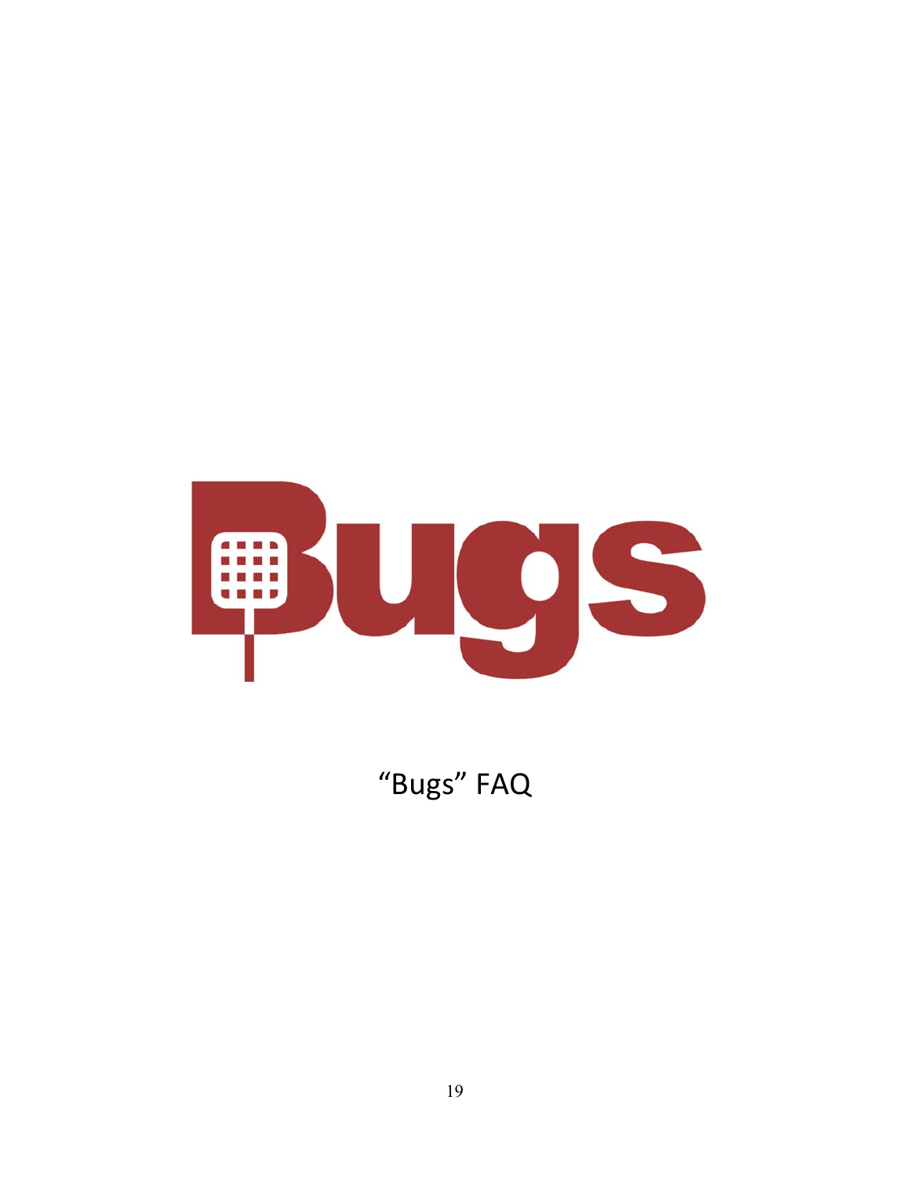# Bugs

“Bugs” FAQ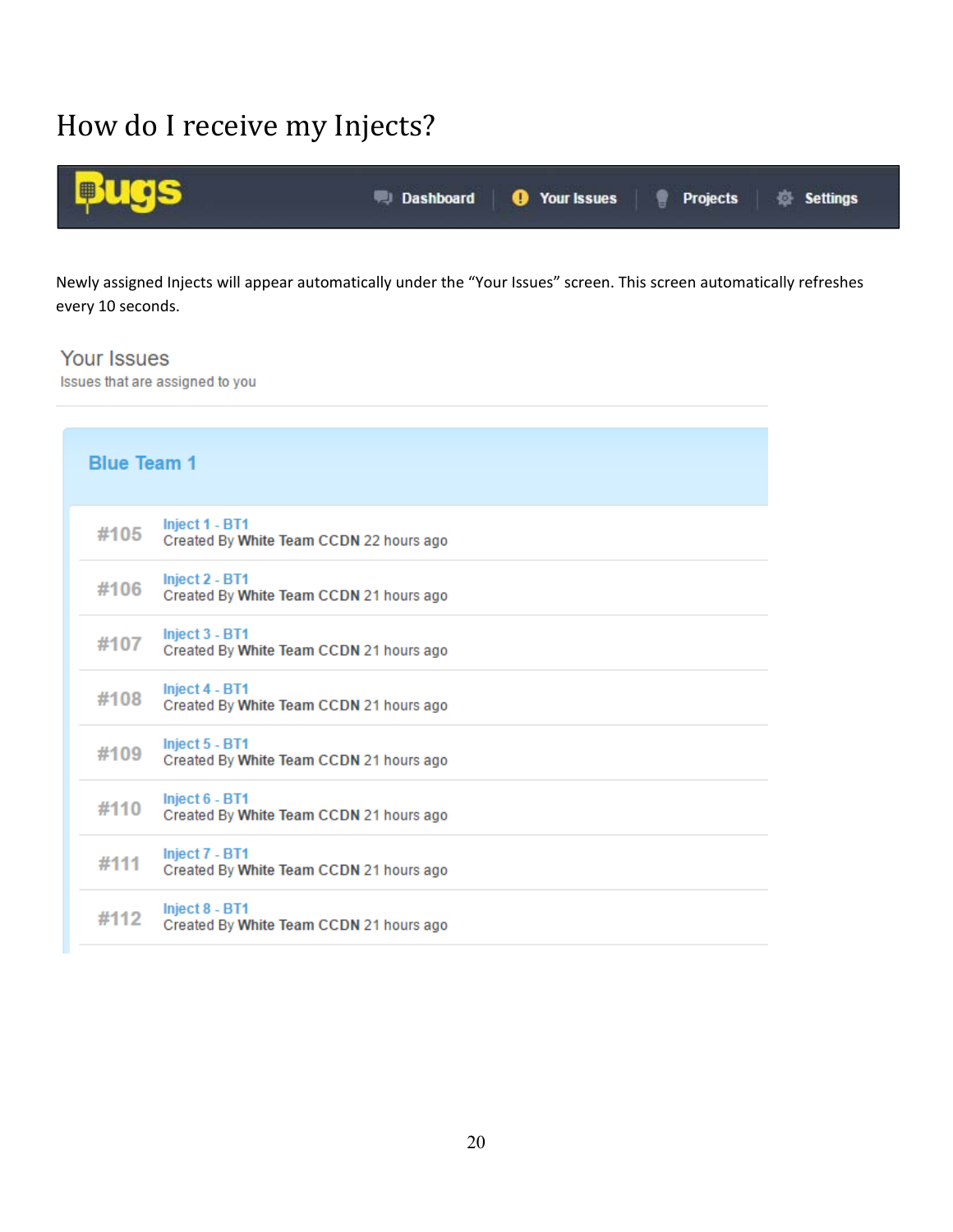# How do I receive my Injects?

Bugs | Dashboard | Your Issues | Projects | Settings

Newly assigned Injects will appear automatically under the "Your Issues" screen. This screen automatically refreshes every 10 seconds.

## Your Issues

Issues that are assigned to you

### Blue Team 1

| | |
|---|---|
| #105 | Inject 1 - BT1<br>Created By **White Team CCDN** 22 hours ago |
| #106 | Inject 2 - BT1<br>Created By **White Team CCDN** 21 hours ago |
| #107 | Inject 3 - BT1<br>Created By **White Team CCDN** 21 hours ago |
| #108 | Inject 4 - BT1<br>Created By **White Team CCDN** 21 hours ago |
| #109 | Inject 5 - BT1<br>Created By **White Team CCDN** 21 hours ago |
| #110 | Inject 6 - BT1<br>Created By **White Team CCDN** 21 hours ago |
| #111 | Inject 7 - BT1<br>Created By **White Team CCDN** 21 hours ago |
| #112 | Inject 8 - BT1<br>Created By **White Team CCDN** 21 hours ago |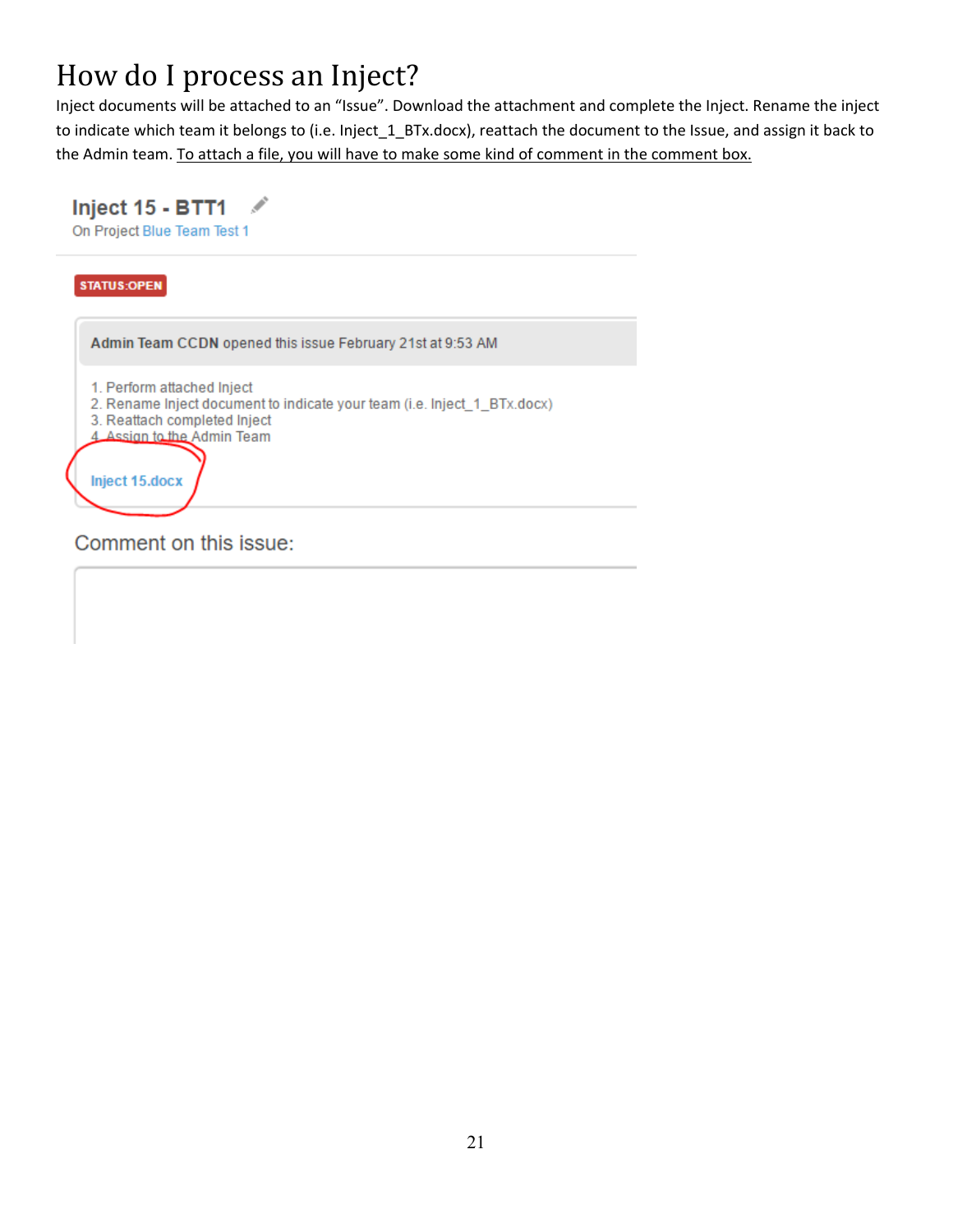# How do I process an Inject?

Inject documents will be attached to an "Issue". Download the attachment and complete the Inject. Rename the inject to indicate which team it belongs to (i.e. Inject_1_BTx.docx), reattach the document to the Issue, and assign it back to the Admin team. <u>To attach a file, you will have to make some kind of comment in the comment box.</u>

Inject 15 - BTT1

On Project Blue Team Test 1

STATUS:OPEN

**Admin Team CCDN** opened this issue February 21st at 9:53 AM

1. Perform attached Inject
2. Rename Inject document to indicate your team (i.e. Inject_1_BTx.docx)
3. Reattach completed Inject
4. Assign to the Admin Team

Inject 15.docx

Comment on this issue: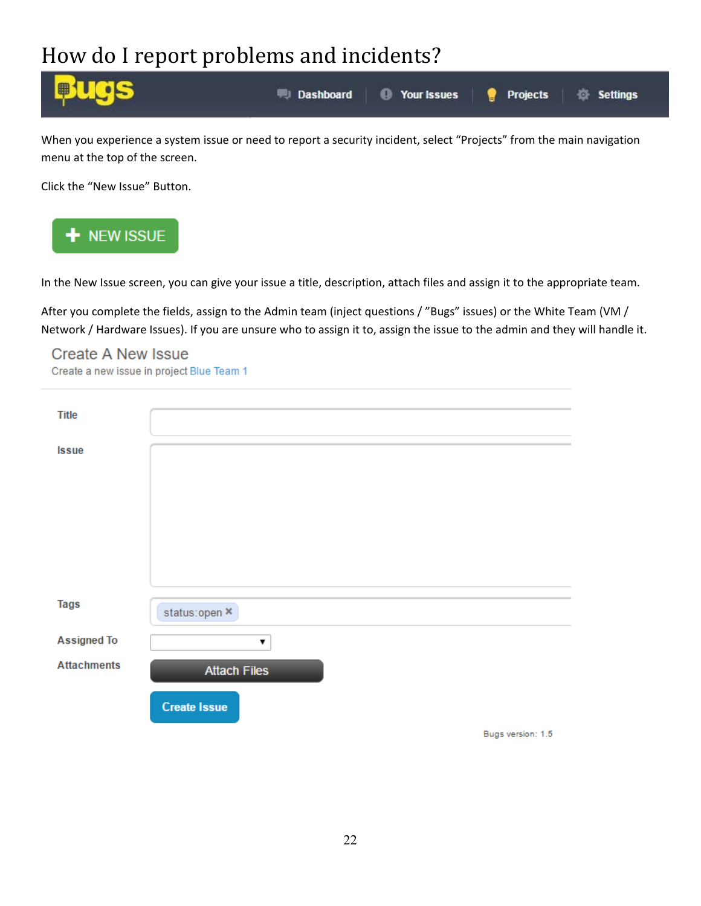# How do I report problems and incidents?

Bugs — Dashboard | Your Issues | Projects | Settings

When you experience a system issue or need to report a security incident, select "Projects" from the main navigation menu at the top of the screen.

Click the "New Issue" Button.

**+ NEW ISSUE**

In the New Issue screen, you can give your issue a title, description, attach files and assign it to the appropriate team.

After you complete the fields, assign to the Admin team (inject questions / "Bugs" issues) or the White Team (VM / Network / Hardware Issues). If you are unsure who to assign it to, assign the issue to the admin and they will handle it.

## Create A New Issue

Create a new issue in project Blue Team 1

- Title
- Issue
- Tags: status:open ×
- Assigned To
- Attachments: Attach Files

Create Issue

Bugs version: 1.5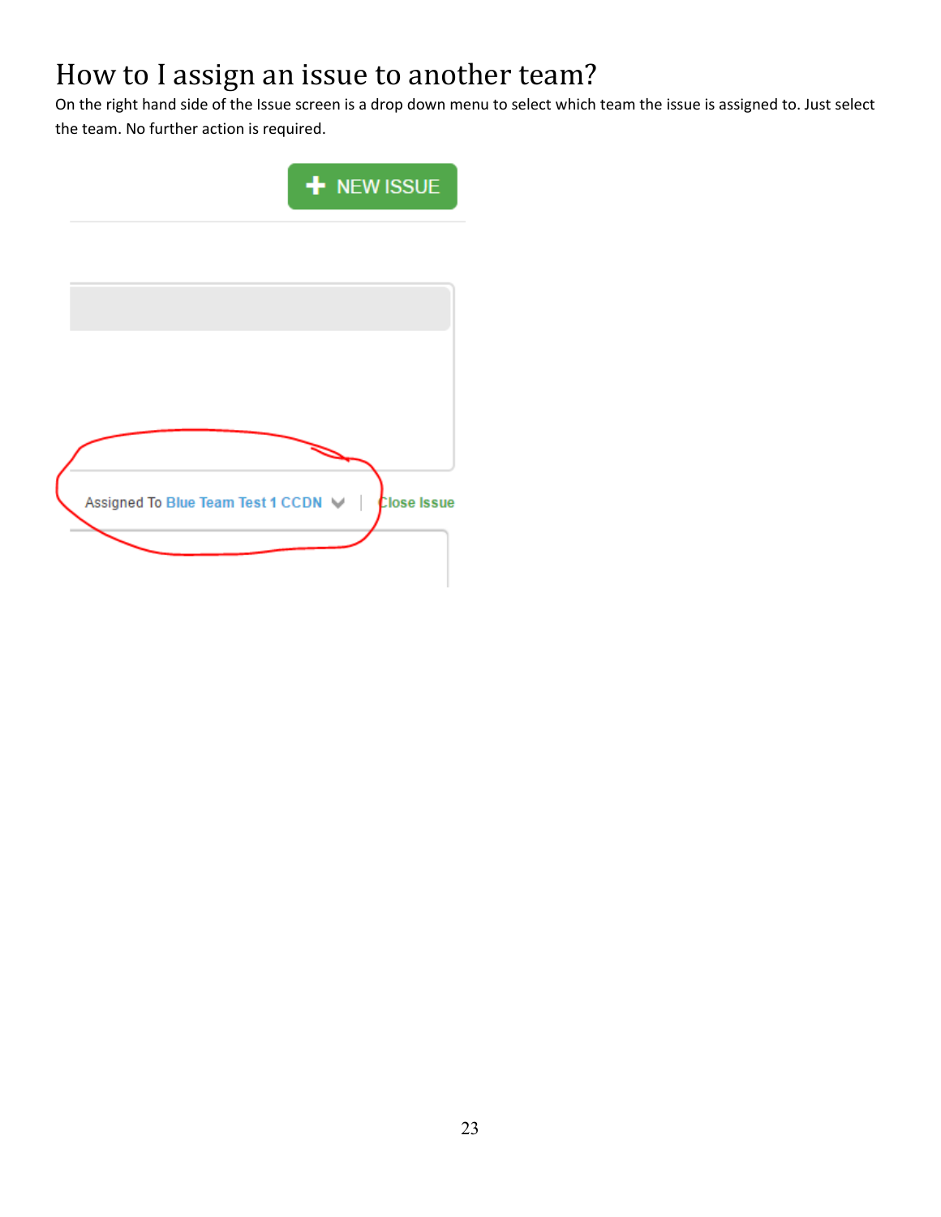# How to I assign an issue to another team?

On the right hand side of the Issue screen is a drop down menu to select which team the issue is assigned to. Just select the team. No further action is required.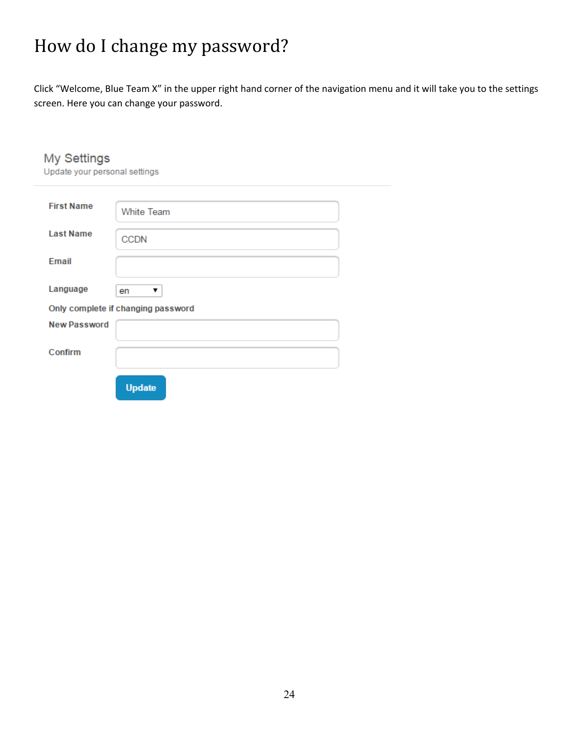# How do I change my password?

Click "Welcome, Blue Team X" in the upper right hand corner of the navigation menu and it will take you to the settings screen. Here you can change your password.

My Settings
Update your personal settings

| | |
|---|---|
| **First Name** | White Team |
| **Last Name** | CCDN |
| **Email** | |
| **Language** | en |

**Only complete if changing password**

| | |
|---|---|
| **New Password** | |
| **Confirm** | |

**Update**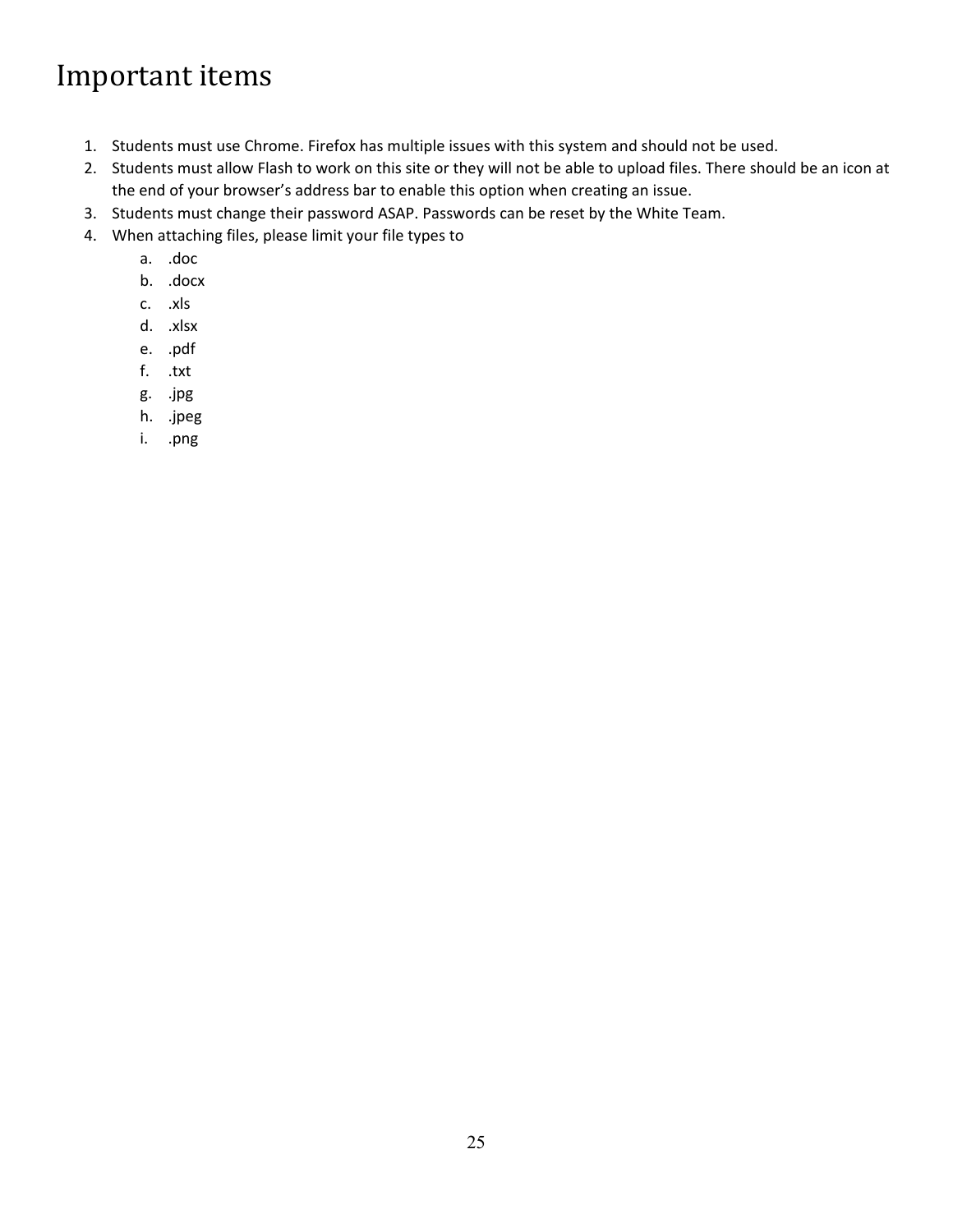# Important items

1. Students must use Chrome. Firefox has multiple issues with this system and should not be used.
2. Students must allow Flash to work on this site or they will not be able to upload files. There should be an icon at the end of your browser's address bar to enable this option when creating an issue.
3. Students must change their password ASAP. Passwords can be reset by the White Team.
4. When attaching files, please limit your file types to
    a. .doc
    b. .docx
    c. .xls
    d. .xlsx
    e. .pdf
    f. .txt
    g. .jpg
    h. .jpeg
    i. .png